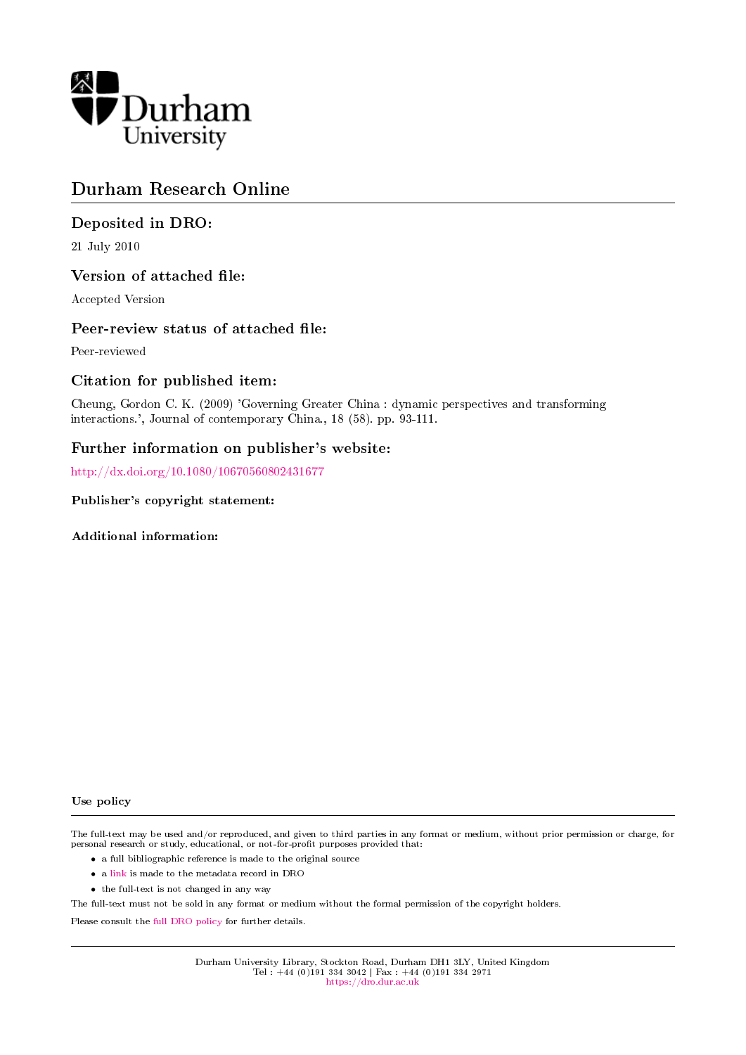Durham University

# Durham Research Online

## Deposited in DRO:

21 July 2010

## Version of attached file:

Accepted Version

## Peer-review status of attached file:

Peer-reviewed

## Citation for published item:

Cheung, Gordon C. K. (2009) 'Governing Greater China : dynamic perspectives and transforming interactions.', Journal of contemporary China., 18 (58). pp. 93-111.

## Further information on publisher's website:

http://dx.doi.org/10.1080/10670560802431677

**Publisher's copyright statement:**

**Additional information:**

**Use policy**

The full-text may be used and/or reproduced, and given to third parties in any format or medium, without prior permission or charge, for personal research or study, educational, or not-for-profit purposes provided that:

- a full bibliographic reference is made to the original source
- a link is made to the metadata record in DRO
- the full-text is not changed in any way

The full-text must not be sold in any format or medium without the formal permission of the copyright holders.

Please consult the full DRO policy for further details.

Durham University Library, Stockton Road, Durham DH1 3LY, United Kingdom
Tel : +44 (0)191 334 3042 | Fax : +44 (0)191 334 2971
https://dro.dur.ac.uk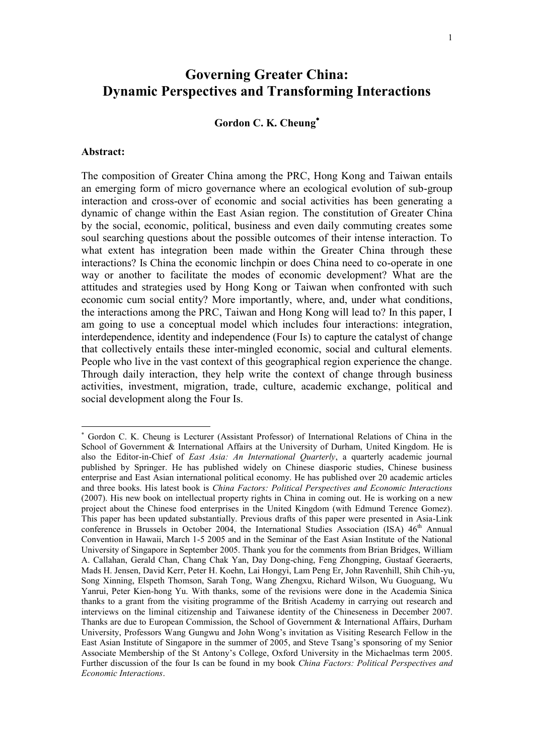# Governing Greater China: Dynamic Perspectives and Transforming Interactions

**Gordon C. K. Cheung***

**Abstract:**

The composition of Greater China among the PRC, Hong Kong and Taiwan entails an emerging form of micro governance where an ecological evolution of sub-group interaction and cross-over of economic and social activities has been generating a dynamic of change within the East Asian region. The constitution of Greater China by the social, economic, political, business and even daily commuting creates some soul searching questions about the possible outcomes of their intense interaction. To what extent has integration been made within the Greater China through these interactions? Is China the economic linchpin or does China need to co-operate in one way or another to facilitate the modes of economic development? What are the attitudes and strategies used by Hong Kong or Taiwan when confronted with such economic cum social entity? More importantly, where, and, under what conditions, the interactions among the PRC, Taiwan and Hong Kong will lead to? In this paper, I am going to use a conceptual model which includes four interactions: integration, interdependence, identity and independence (Four Is) to capture the catalyst of change that collectively entails these inter-mingled economic, social and cultural elements. People who live in the vast context of this geographical region experience the change. Through daily interaction, they help write the context of change through business activities, investment, migration, trade, culture, academic exchange, political and social development along the Four Is.

---

* Gordon C. K. Cheung is Lecturer (Assistant Professor) of International Relations of China in the School of Government & International Affairs at the University of Durham, United Kingdom. He is also the Editor-in-Chief of *East Asia: An International Quarterly*, a quarterly academic journal published by Springer. He has published widely on Chinese diasporic studies, Chinese business enterprise and East Asian international political economy. He has published over 20 academic articles and three books. His latest book is *China Factors: Political Perspectives and Economic Interactions* (2007). His new book on intellectual property rights in China in coming out. He is working on a new project about the Chinese food enterprises in the United Kingdom (with Edmund Terence Gomez). This paper has been updated substantially. Previous drafts of this paper were presented in Asia-Link conference in Brussels in October 2004, the International Studies Association (ISA) 46th Annual Convention in Hawaii, March 1-5 2005 and in the Seminar of the East Asian Institute of the National University of Singapore in September 2005. Thank you for the comments from Brian Bridges, William A. Callahan, Gerald Chan, Chang Chak Yan, Day Dong-ching, Feng Zhongping, Gustaaf Geeraerts, Mads H. Jensen, David Kerr, Peter H. Koehn, Lai Hongyi, Lam Peng Er, John Ravenhill, Shih Chih-yu, Song Xinning, Elspeth Thomson, Sarah Tong, Wang Zhengxu, Richard Wilson, Wu Guoguang, Wu Yanrui, Peter Kien-hong Yu. With thanks, some of the revisions were done in the Academia Sinica thanks to a grant from the visiting programme of the British Academy in carrying out research and interviews on the liminal citizenship and Taiwanese identity of the Chineseness in December 2007. Thanks are due to European Commission, the School of Government & International Affairs, Durham University, Professors Wang Gungwu and John Wong's invitation as Visiting Research Fellow in the East Asian Institute of Singapore in the summer of 2005, and Steve Tsang's sponsoring of my Senior Associate Membership of the St Antony's College, Oxford University in the Michaelmas term 2005. Further discussion of the four Is can be found in my book *China Factors: Political Perspectives and Economic Interactions*.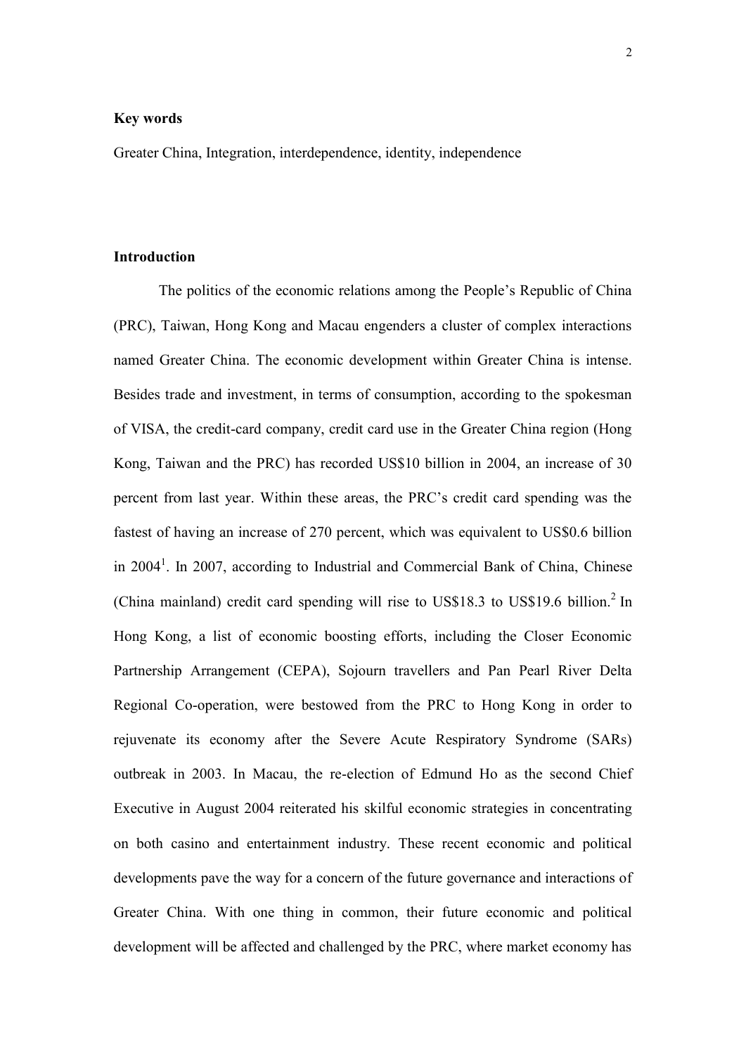**Key words**

Greater China, Integration, interdependence, identity, independence

**Introduction**

The politics of the economic relations among the People's Republic of China (PRC), Taiwan, Hong Kong and Macau engenders a cluster of complex interactions named Greater China. The economic development within Greater China is intense. Besides trade and investment, in terms of consumption, according to the spokesman of VISA, the credit-card company, credit card use in the Greater China region (Hong Kong, Taiwan and the PRC) has recorded US$10 billion in 2004, an increase of 30 percent from last year. Within these areas, the PRC's credit card spending was the fastest of having an increase of 270 percent, which was equivalent to US$0.6 billion in 2004[1]. In 2007, according to Industrial and Commercial Bank of China, Chinese (China mainland) credit card spending will rise to US$18.3 to US$19.6 billion.[2] In Hong Kong, a list of economic boosting efforts, including the Closer Economic Partnership Arrangement (CEPA), Sojourn travellers and Pan Pearl River Delta Regional Co-operation, were bestowed from the PRC to Hong Kong in order to rejuvenate its economy after the Severe Acute Respiratory Syndrome (SARs) outbreak in 2003. In Macau, the re-election of Edmund Ho as the second Chief Executive in August 2004 reiterated his skilful economic strategies in concentrating on both casino and entertainment industry. These recent economic and political developments pave the way for a concern of the future governance and interactions of Greater China. With one thing in common, their future economic and political development will be affected and challenged by the PRC, where market economy has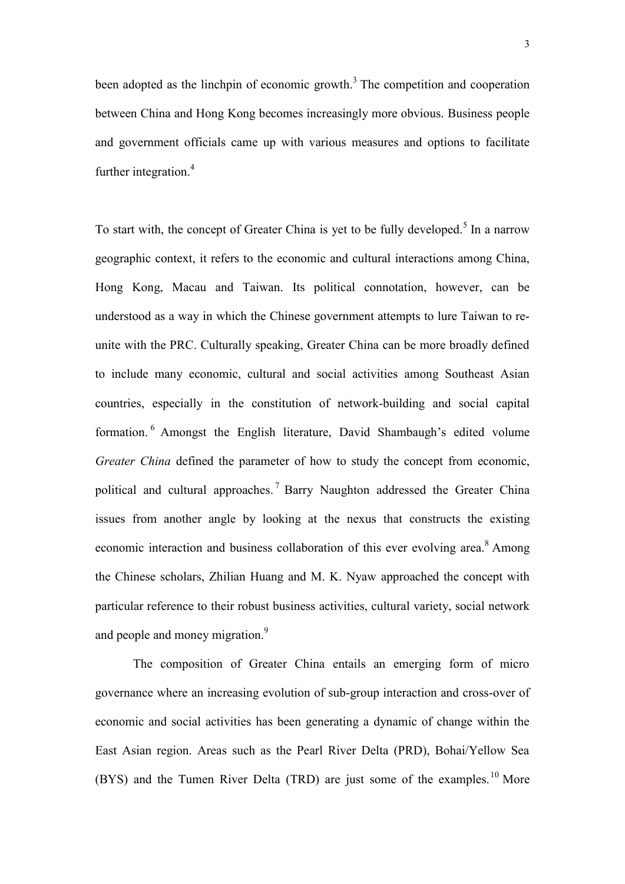been adopted as the linchpin of economic growth.[3] The competition and cooperation between China and Hong Kong becomes increasingly more obvious. Business people and government officials came up with various measures and options to facilitate further integration.[4]

To start with, the concept of Greater China is yet to be fully developed.[5] In a narrow geographic context, it refers to the economic and cultural interactions among China, Hong Kong, Macau and Taiwan. Its political connotation, however, can be understood as a way in which the Chinese government attempts to lure Taiwan to re-unite with the PRC. Culturally speaking, Greater China can be more broadly defined to include many economic, cultural and social activities among Southeast Asian countries, especially in the constitution of network-building and social capital formation.[6] Amongst the English literature, David Shambaugh's edited volume *Greater China* defined the parameter of how to study the concept from economic, political and cultural approaches.[7] Barry Naughton addressed the Greater China issues from another angle by looking at the nexus that constructs the existing economic interaction and business collaboration of this ever evolving area.[8] Among the Chinese scholars, Zhilian Huang and M. K. Nyaw approached the concept with particular reference to their robust business activities, cultural variety, social network and people and money migration.[9]

The composition of Greater China entails an emerging form of micro governance where an increasing evolution of sub-group interaction and cross-over of economic and social activities has been generating a dynamic of change within the East Asian region. Areas such as the Pearl River Delta (PRD), Bohai/Yellow Sea (BYS) and the Tumen River Delta (TRD) are just some of the examples.[10] More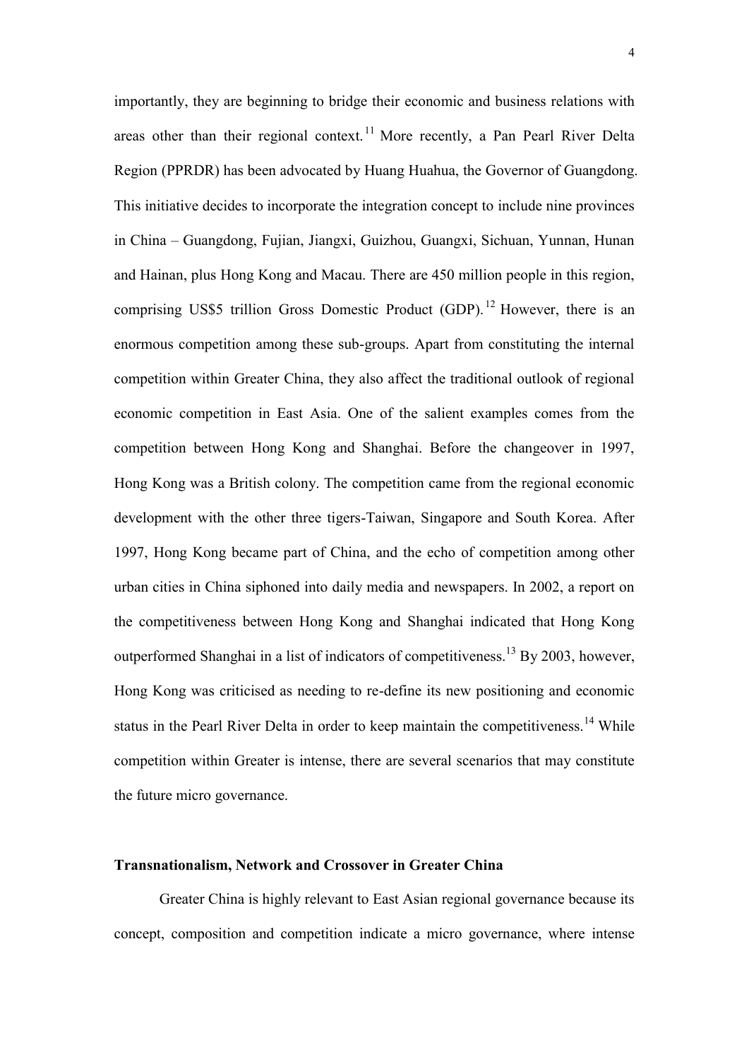importantly, they are beginning to bridge their economic and business relations with areas other than their regional context.[11] More recently, a Pan Pearl River Delta Region (PPRDR) has been advocated by Huang Huahua, the Governor of Guangdong. This initiative decides to incorporate the integration concept to include nine provinces in China – Guangdong, Fujian, Jiangxi, Guizhou, Guangxi, Sichuan, Yunnan, Hunan and Hainan, plus Hong Kong and Macau. There are 450 million people in this region, comprising US$5 trillion Gross Domestic Product (GDP).[12] However, there is an enormous competition among these sub-groups. Apart from constituting the internal competition within Greater China, they also affect the traditional outlook of regional economic competition in East Asia. One of the salient examples comes from the competition between Hong Kong and Shanghai. Before the changeover in 1997, Hong Kong was a British colony. The competition came from the regional economic development with the other three tigers-Taiwan, Singapore and South Korea. After 1997, Hong Kong became part of China, and the echo of competition among other urban cities in China siphoned into daily media and newspapers. In 2002, a report on the competitiveness between Hong Kong and Shanghai indicated that Hong Kong outperformed Shanghai in a list of indicators of competitiveness.[13] By 2003, however, Hong Kong was criticised as needing to re-define its new positioning and economic status in the Pearl River Delta in order to keep maintain the competitiveness.[14] While competition within Greater is intense, there are several scenarios that may constitute the future micro governance.

**Transnationalism, Network and Crossover in Greater China**

Greater China is highly relevant to East Asian regional governance because its concept, composition and competition indicate a micro governance, where intense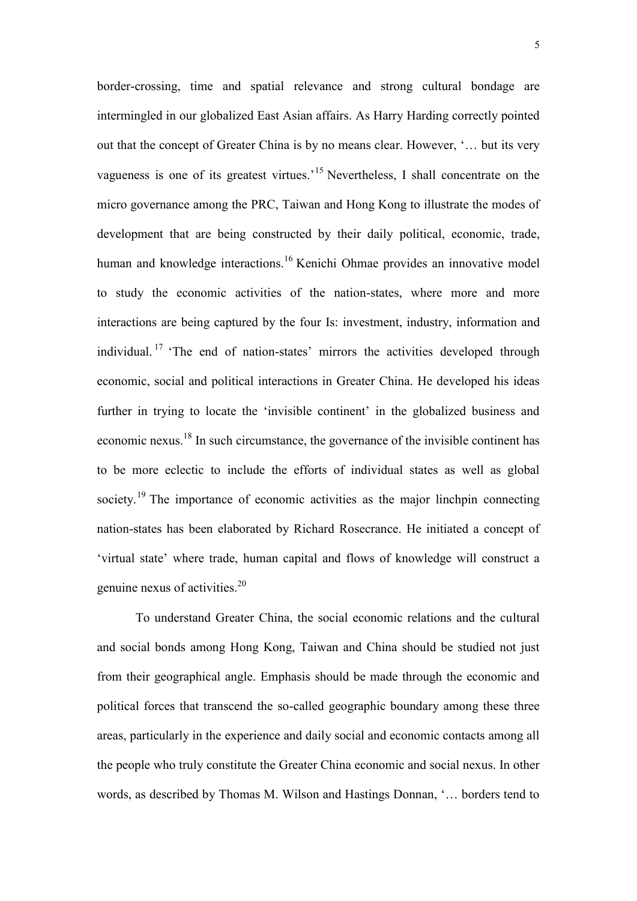border-crossing, time and spatial relevance and strong cultural bondage are intermingled in our globalized East Asian affairs. As Harry Harding correctly pointed out that the concept of Greater China is by no means clear. However, '… but its very vagueness is one of its greatest virtues.'[15] Nevertheless, I shall concentrate on the micro governance among the PRC, Taiwan and Hong Kong to illustrate the modes of development that are being constructed by their daily political, economic, trade, human and knowledge interactions.[16] Kenichi Ohmae provides an innovative model to study the economic activities of the nation-states, where more and more interactions are being captured by the four Is: investment, industry, information and individual.[17] 'The end of nation-states' mirrors the activities developed through economic, social and political interactions in Greater China. He developed his ideas further in trying to locate the 'invisible continent' in the globalized business and economic nexus.[18] In such circumstance, the governance of the invisible continent has to be more eclectic to include the efforts of individual states as well as global society.[19] The importance of economic activities as the major linchpin connecting nation-states has been elaborated by Richard Rosecrance. He initiated a concept of 'virtual state' where trade, human capital and flows of knowledge will construct a genuine nexus of activities.[20]

To understand Greater China, the social economic relations and the cultural and social bonds among Hong Kong, Taiwan and China should be studied not just from their geographical angle. Emphasis should be made through the economic and political forces that transcend the so-called geographic boundary among these three areas, particularly in the experience and daily social and economic contacts among all the people who truly constitute the Greater China economic and social nexus. In other words, as described by Thomas M. Wilson and Hastings Donnan, '… borders tend to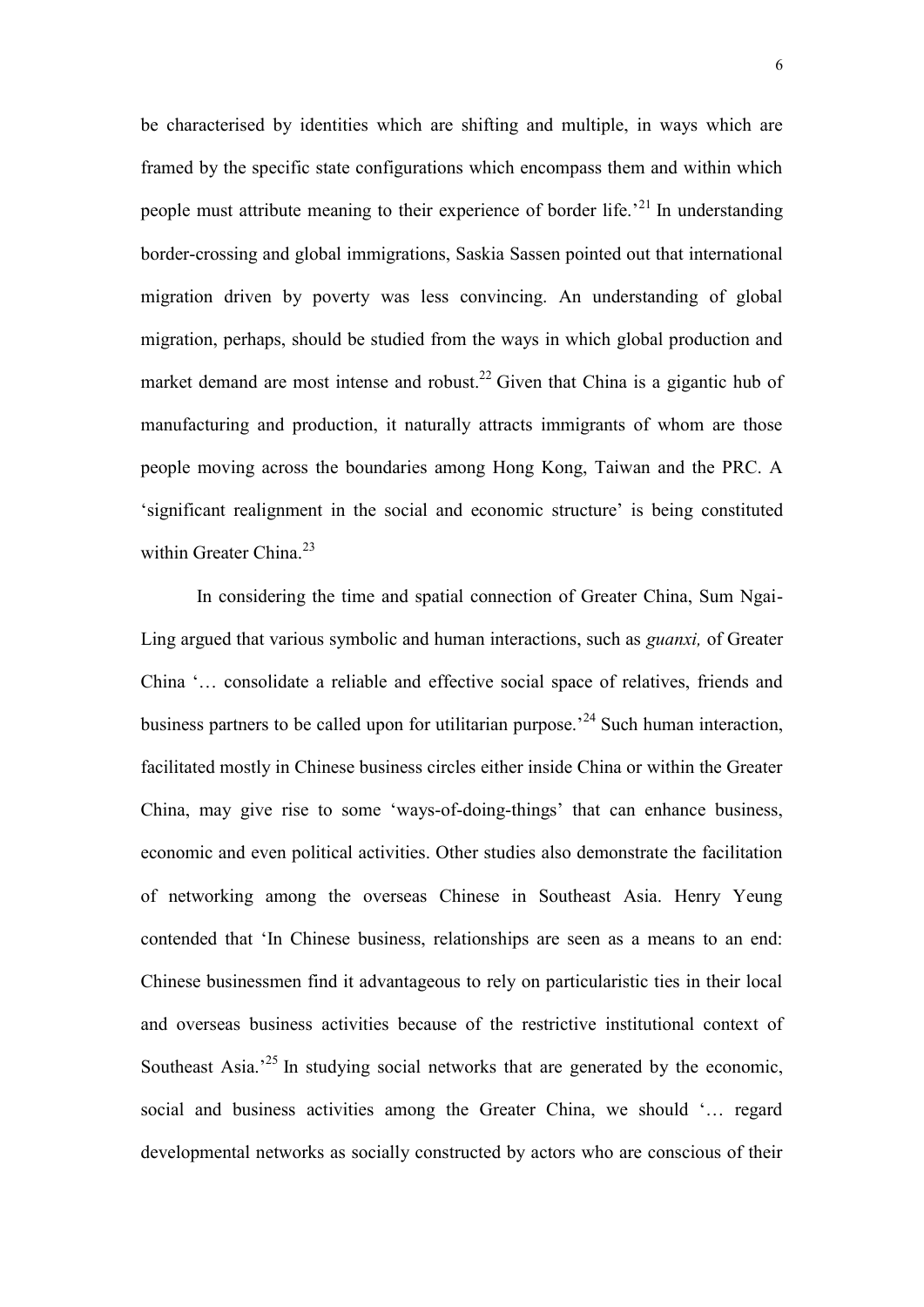be characterised by identities which are shifting and multiple, in ways which are framed by the specific state configurations which encompass them and within which people must attribute meaning to their experience of border life.'[21] In understanding border-crossing and global immigrations, Saskia Sassen pointed out that international migration driven by poverty was less convincing. An understanding of global migration, perhaps, should be studied from the ways in which global production and market demand are most intense and robust.[22] Given that China is a gigantic hub of manufacturing and production, it naturally attracts immigrants of whom are those people moving across the boundaries among Hong Kong, Taiwan and the PRC. A 'significant realignment in the social and economic structure' is being constituted within Greater China.[23]

In considering the time and spatial connection of Greater China, Sum Ngai-Ling argued that various symbolic and human interactions, such as *guanxi,* of Greater China '… consolidate a reliable and effective social space of relatives, friends and business partners to be called upon for utilitarian purpose.'[24] Such human interaction, facilitated mostly in Chinese business circles either inside China or within the Greater China, may give rise to some 'ways-of-doing-things' that can enhance business, economic and even political activities. Other studies also demonstrate the facilitation of networking among the overseas Chinese in Southeast Asia. Henry Yeung contended that 'In Chinese business, relationships are seen as a means to an end: Chinese businessmen find it advantageous to rely on particularistic ties in their local and overseas business activities because of the restrictive institutional context of Southeast Asia.'[25] In studying social networks that are generated by the economic, social and business activities among the Greater China, we should '… regard developmental networks as socially constructed by actors who are conscious of their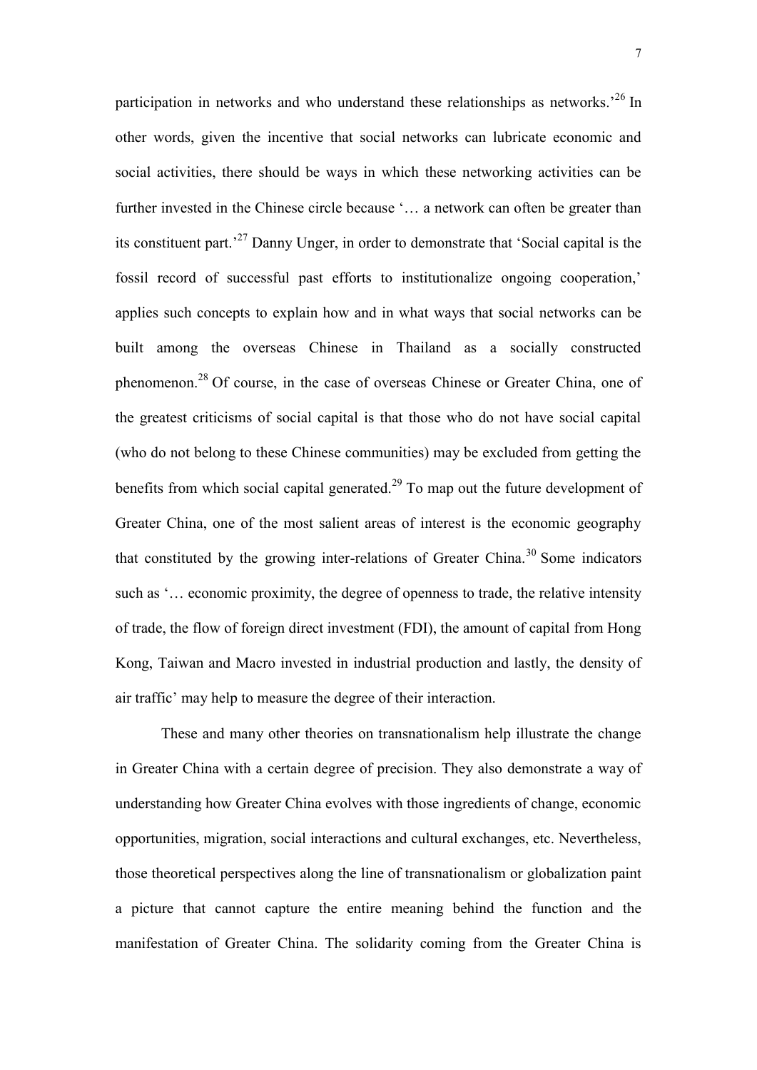participation in networks and who understand these relationships as networks.'[26] In other words, given the incentive that social networks can lubricate economic and social activities, there should be ways in which these networking activities can be further invested in the Chinese circle because '… a network can often be greater than its constituent part.'[27] Danny Unger, in order to demonstrate that 'Social capital is the fossil record of successful past efforts to institutionalize ongoing cooperation,' applies such concepts to explain how and in what ways that social networks can be built among the overseas Chinese in Thailand as a socially constructed phenomenon.[28] Of course, in the case of overseas Chinese or Greater China, one of the greatest criticisms of social capital is that those who do not have social capital (who do not belong to these Chinese communities) may be excluded from getting the benefits from which social capital generated.[29] To map out the future development of Greater China, one of the most salient areas of interest is the economic geography that constituted by the growing inter-relations of Greater China.[30] Some indicators such as '… economic proximity, the degree of openness to trade, the relative intensity of trade, the flow of foreign direct investment (FDI), the amount of capital from Hong Kong, Taiwan and Macro invested in industrial production and lastly, the density of air traffic' may help to measure the degree of their interaction.

These and many other theories on transnationalism help illustrate the change in Greater China with a certain degree of precision. They also demonstrate a way of understanding how Greater China evolves with those ingredients of change, economic opportunities, migration, social interactions and cultural exchanges, etc. Nevertheless, those theoretical perspectives along the line of transnationalism or globalization paint a picture that cannot capture the entire meaning behind the function and the manifestation of Greater China. The solidarity coming from the Greater China is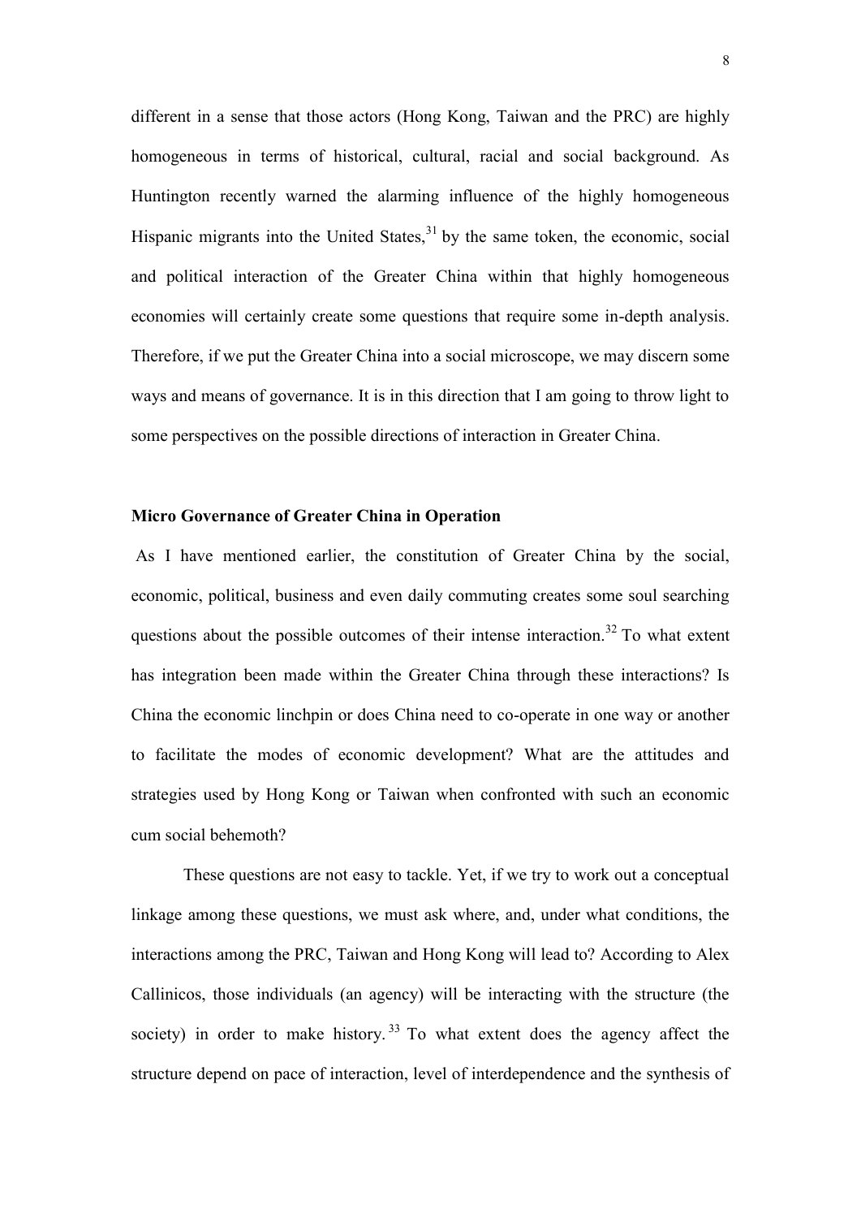different in a sense that those actors (Hong Kong, Taiwan and the PRC) are highly homogeneous in terms of historical, cultural, racial and social background. As Huntington recently warned the alarming influence of the highly homogeneous Hispanic migrants into the United States,[31] by the same token, the economic, social and political interaction of the Greater China within that highly homogeneous economies will certainly create some questions that require some in-depth analysis. Therefore, if we put the Greater China into a social microscope, we may discern some ways and means of governance. It is in this direction that I am going to throw light to some perspectives on the possible directions of interaction in Greater China.

## Micro Governance of Greater China in Operation

As I have mentioned earlier, the constitution of Greater China by the social, economic, political, business and even daily commuting creates some soul searching questions about the possible outcomes of their intense interaction.[32] To what extent has integration been made within the Greater China through these interactions? Is China the economic linchpin or does China need to co-operate in one way or another to facilitate the modes of economic development? What are the attitudes and strategies used by Hong Kong or Taiwan when confronted with such an economic cum social behemoth?

These questions are not easy to tackle. Yet, if we try to work out a conceptual linkage among these questions, we must ask where, and, under what conditions, the interactions among the PRC, Taiwan and Hong Kong will lead to? According to Alex Callinicos, those individuals (an agency) will be interacting with the structure (the society) in order to make history.[33] To what extent does the agency affect the structure depend on pace of interaction, level of interdependence and the synthesis of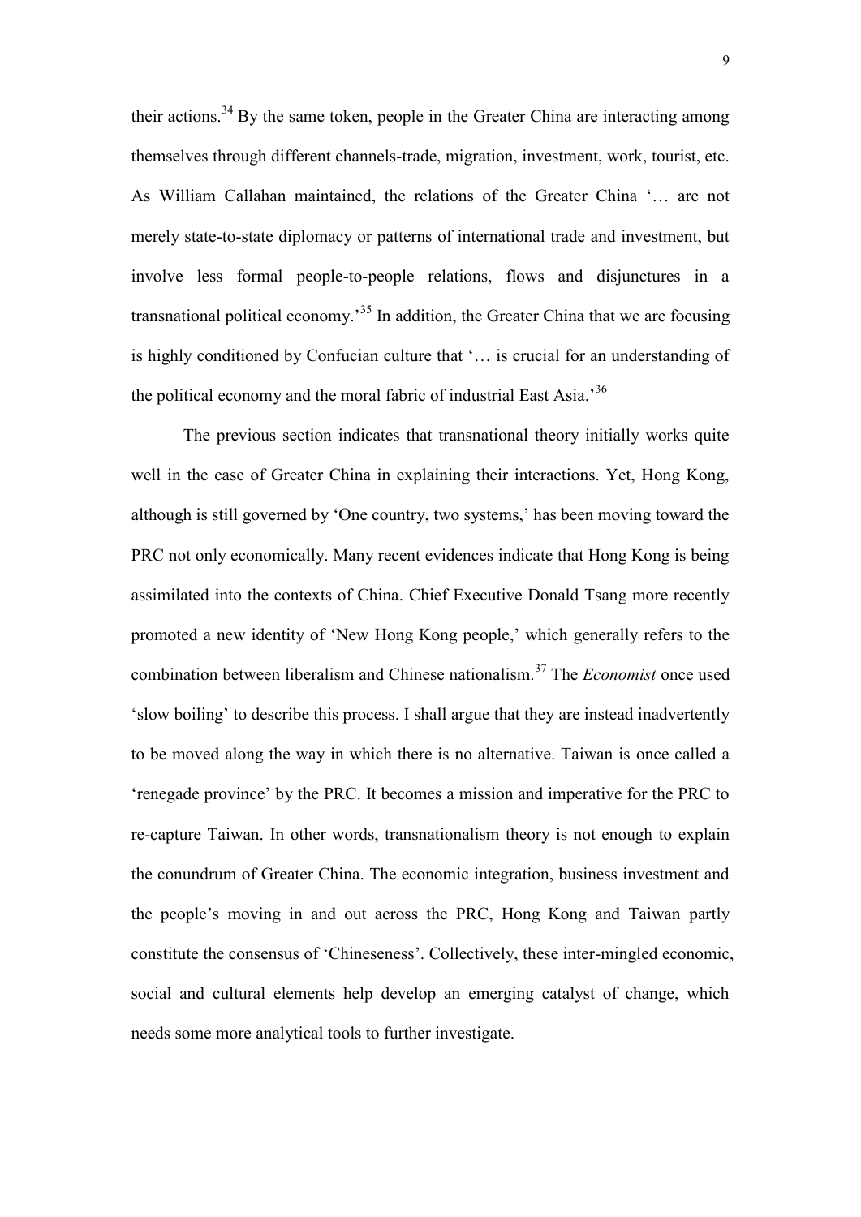their actions.[34] By the same token, people in the Greater China are interacting among themselves through different channels-trade, migration, investment, work, tourist, etc. As William Callahan maintained, the relations of the Greater China '… are not merely state-to-state diplomacy or patterns of international trade and investment, but involve less formal people-to-people relations, flows and disjunctures in a transnational political economy.'[35] In addition, the Greater China that we are focusing is highly conditioned by Confucian culture that '… is crucial for an understanding of the political economy and the moral fabric of industrial East Asia.'[36]

The previous section indicates that transnational theory initially works quite well in the case of Greater China in explaining their interactions. Yet, Hong Kong, although is still governed by 'One country, two systems,' has been moving toward the PRC not only economically. Many recent evidences indicate that Hong Kong is being assimilated into the contexts of China. Chief Executive Donald Tsang more recently promoted a new identity of 'New Hong Kong people,' which generally refers to the combination between liberalism and Chinese nationalism.[37] The *Economist* once used 'slow boiling' to describe this process. I shall argue that they are instead inadvertently to be moved along the way in which there is no alternative. Taiwan is once called a 'renegade province' by the PRC. It becomes a mission and imperative for the PRC to re-capture Taiwan. In other words, transnationalism theory is not enough to explain the conundrum of Greater China. The economic integration, business investment and the people's moving in and out across the PRC, Hong Kong and Taiwan partly constitute the consensus of 'Chineseness'. Collectively, these inter-mingled economic, social and cultural elements help develop an emerging catalyst of change, which needs some more analytical tools to further investigate.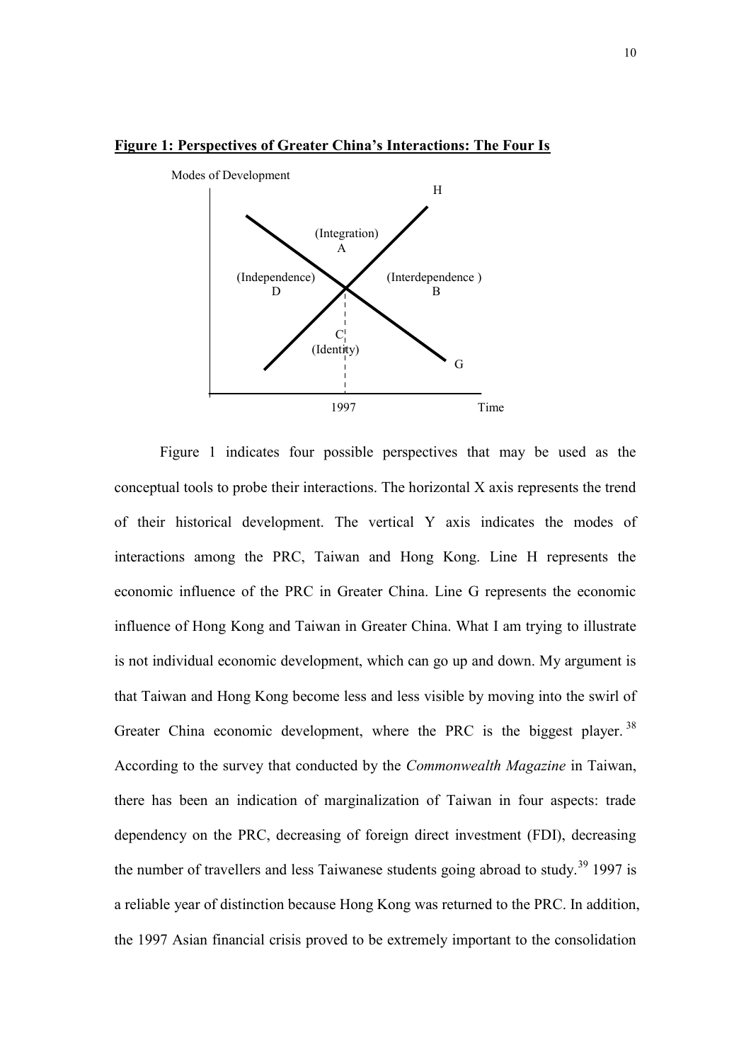**Figure 1: Perspectives of Greater China's Interactions: The Four Is**

Modes of Development

H

(Integration)
A

(Independence)
D

(Interdependence )
B

C
(Identity)

G

1997

Time

Figure 1 indicates four possible perspectives that may be used as the conceptual tools to probe their interactions. The horizontal X axis represents the trend of their historical development. The vertical Y axis indicates the modes of interactions among the PRC, Taiwan and Hong Kong. Line H represents the economic influence of the PRC in Greater China. Line G represents the economic influence of Hong Kong and Taiwan in Greater China. What I am trying to illustrate is not individual economic development, which can go up and down. My argument is that Taiwan and Hong Kong become less and less visible by moving into the swirl of Greater China economic development, where the PRC is the biggest player.[38] According to the survey that conducted by the *Commonwealth Magazine* in Taiwan, there has been an indication of marginalization of Taiwan in four aspects: trade dependency on the PRC, decreasing of foreign direct investment (FDI), decreasing the number of travellers and less Taiwanese students going abroad to study.[39] 1997 is a reliable year of distinction because Hong Kong was returned to the PRC. In addition, the 1997 Asian financial crisis proved to be extremely important to the consolidation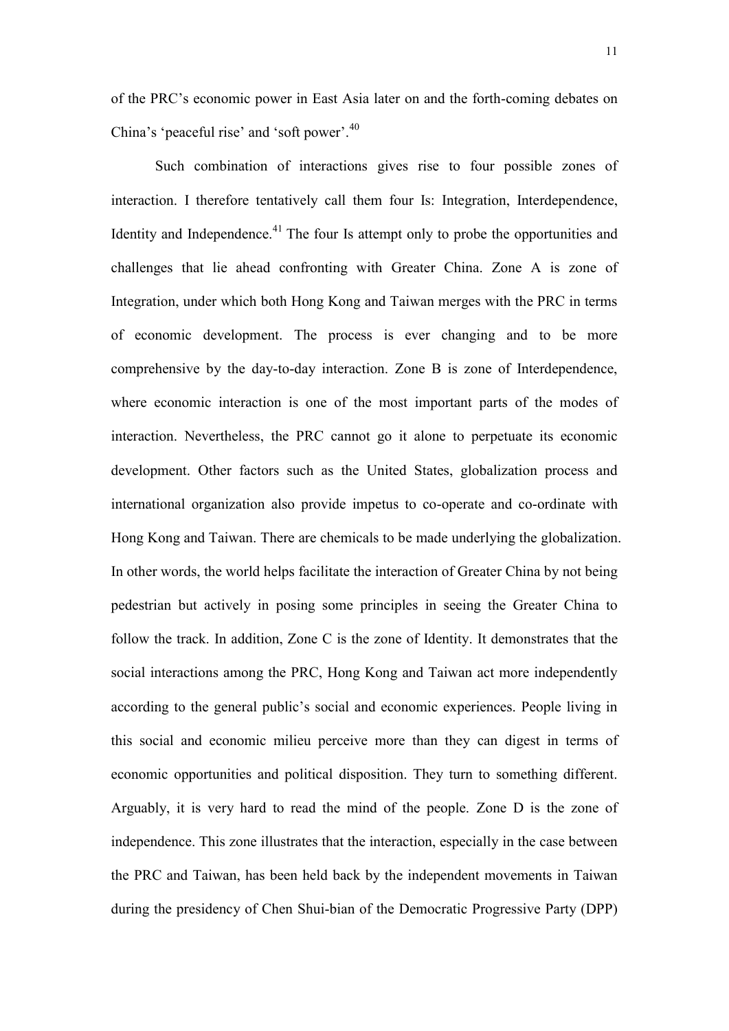of the PRC's economic power in East Asia later on and the forth-coming debates on China's 'peaceful rise' and 'soft power'.[40]

Such combination of interactions gives rise to four possible zones of interaction. I therefore tentatively call them four Is: Integration, Interdependence, Identity and Independence.[41] The four Is attempt only to probe the opportunities and challenges that lie ahead confronting with Greater China. Zone A is zone of Integration, under which both Hong Kong and Taiwan merges with the PRC in terms of economic development. The process is ever changing and to be more comprehensive by the day-to-day interaction. Zone B is zone of Interdependence, where economic interaction is one of the most important parts of the modes of interaction. Nevertheless, the PRC cannot go it alone to perpetuate its economic development. Other factors such as the United States, globalization process and international organization also provide impetus to co-operate and co-ordinate with Hong Kong and Taiwan. There are chemicals to be made underlying the globalization. In other words, the world helps facilitate the interaction of Greater China by not being pedestrian but actively in posing some principles in seeing the Greater China to follow the track. In addition, Zone C is the zone of Identity. It demonstrates that the social interactions among the PRC, Hong Kong and Taiwan act more independently according to the general public's social and economic experiences. People living in this social and economic milieu perceive more than they can digest in terms of economic opportunities and political disposition. They turn to something different. Arguably, it is very hard to read the mind of the people. Zone D is the zone of independence. This zone illustrates that the interaction, especially in the case between the PRC and Taiwan, has been held back by the independent movements in Taiwan during the presidency of Chen Shui-bian of the Democratic Progressive Party (DPP)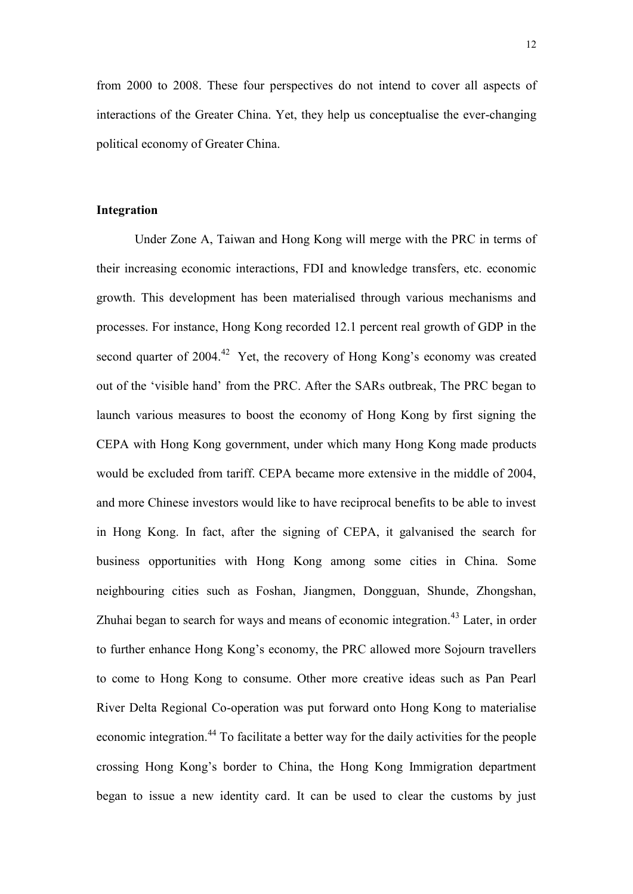from 2000 to 2008. These four perspectives do not intend to cover all aspects of interactions of the Greater China. Yet, they help us conceptualise the ever-changing political economy of Greater China.

**Integration**

Under Zone A, Taiwan and Hong Kong will merge with the PRC in terms of their increasing economic interactions, FDI and knowledge transfers, etc. economic growth. This development has been materialised through various mechanisms and processes. For instance, Hong Kong recorded 12.1 percent real growth of GDP in the second quarter of 2004.[42] Yet, the recovery of Hong Kong's economy was created out of the 'visible hand' from the PRC. After the SARs outbreak, The PRC began to launch various measures to boost the economy of Hong Kong by first signing the CEPA with Hong Kong government, under which many Hong Kong made products would be excluded from tariff. CEPA became more extensive in the middle of 2004, and more Chinese investors would like to have reciprocal benefits to be able to invest in Hong Kong. In fact, after the signing of CEPA, it galvanised the search for business opportunities with Hong Kong among some cities in China. Some neighbouring cities such as Foshan, Jiangmen, Dongguan, Shunde, Zhongshan, Zhuhai began to search for ways and means of economic integration.[43] Later, in order to further enhance Hong Kong's economy, the PRC allowed more Sojourn travellers to come to Hong Kong to consume. Other more creative ideas such as Pan Pearl River Delta Regional Co-operation was put forward onto Hong Kong to materialise economic integration.[44] To facilitate a better way for the daily activities for the people crossing Hong Kong's border to China, the Hong Kong Immigration department began to issue a new identity card. It can be used to clear the customs by just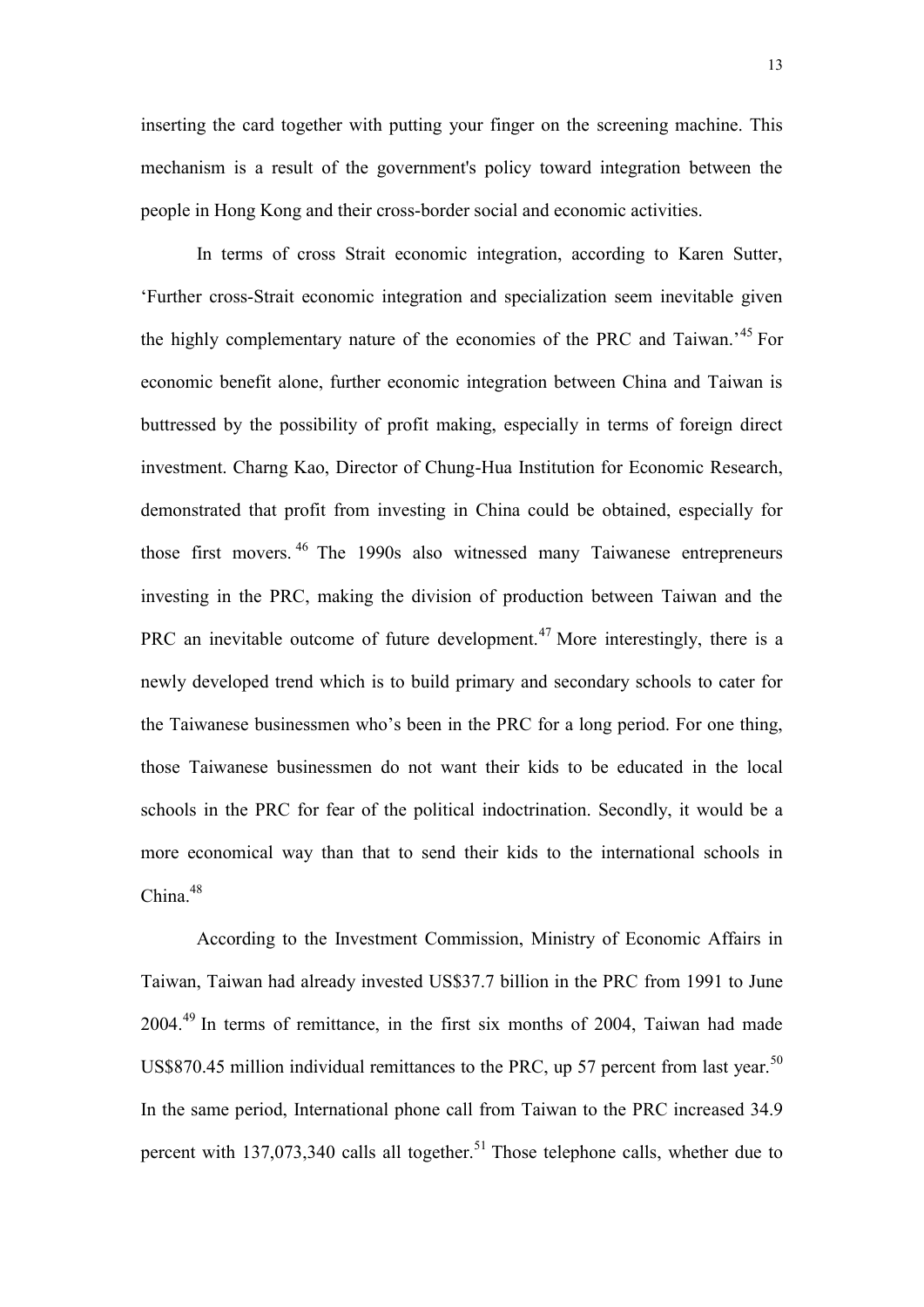inserting the card together with putting your finger on the screening machine. This mechanism is a result of the government's policy toward integration between the people in Hong Kong and their cross-border social and economic activities.

In terms of cross Strait economic integration, according to Karen Sutter, 'Further cross-Strait economic integration and specialization seem inevitable given the highly complementary nature of the economies of the PRC and Taiwan.'[45] For economic benefit alone, further economic integration between China and Taiwan is buttressed by the possibility of profit making, especially in terms of foreign direct investment. Charng Kao, Director of Chung-Hua Institution for Economic Research, demonstrated that profit from investing in China could be obtained, especially for those first movers.[46] The 1990s also witnessed many Taiwanese entrepreneurs investing in the PRC, making the division of production between Taiwan and the PRC an inevitable outcome of future development.[47] More interestingly, there is a newly developed trend which is to build primary and secondary schools to cater for the Taiwanese businessmen who's been in the PRC for a long period. For one thing, those Taiwanese businessmen do not want their kids to be educated in the local schools in the PRC for fear of the political indoctrination. Secondly, it would be a more economical way than that to send their kids to the international schools in China.[48]

According to the Investment Commission, Ministry of Economic Affairs in Taiwan, Taiwan had already invested US$37.7 billion in the PRC from 1991 to June 2004.[49] In terms of remittance, in the first six months of 2004, Taiwan had made US$870.45 million individual remittances to the PRC, up 57 percent from last year.[50] In the same period, International phone call from Taiwan to the PRC increased 34.9 percent with 137,073,340 calls all together.[51] Those telephone calls, whether due to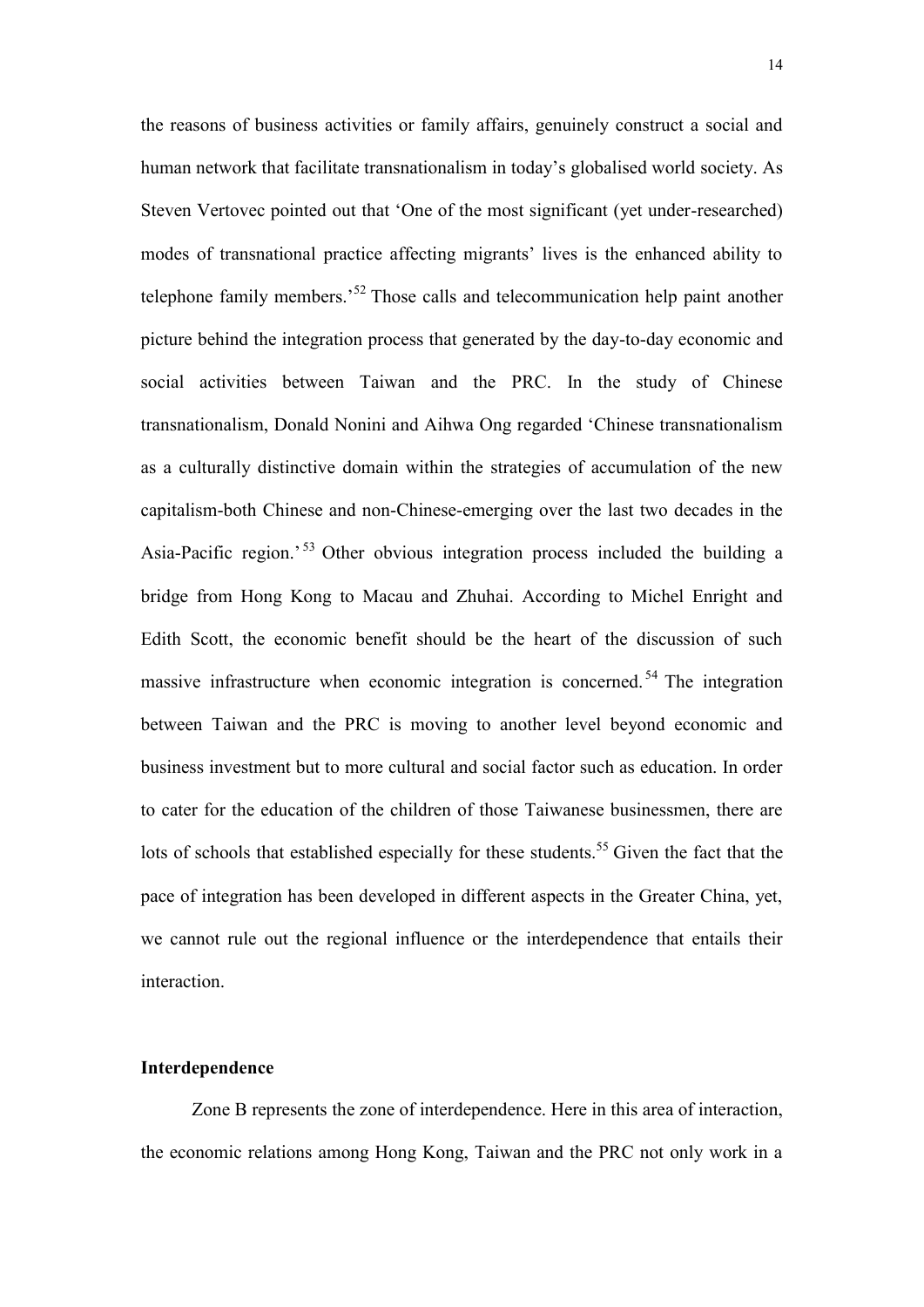the reasons of business activities or family affairs, genuinely construct a social and human network that facilitate transnationalism in today's globalised world society. As Steven Vertovec pointed out that 'One of the most significant (yet under-researched) modes of transnational practice affecting migrants' lives is the enhanced ability to telephone family members.'[52] Those calls and telecommunication help paint another picture behind the integration process that generated by the day-to-day economic and social activities between Taiwan and the PRC. In the study of Chinese transnationalism, Donald Nonini and Aihwa Ong regarded 'Chinese transnationalism as a culturally distinctive domain within the strategies of accumulation of the new capitalism-both Chinese and non-Chinese-emerging over the last two decades in the Asia-Pacific region.'[53] Other obvious integration process included the building a bridge from Hong Kong to Macau and Zhuhai. According to Michel Enright and Edith Scott, the economic benefit should be the heart of the discussion of such massive infrastructure when economic integration is concerned.[54] The integration between Taiwan and the PRC is moving to another level beyond economic and business investment but to more cultural and social factor such as education. In order to cater for the education of the children of those Taiwanese businessmen, there are lots of schools that established especially for these students.[55] Given the fact that the pace of integration has been developed in different aspects in the Greater China, yet, we cannot rule out the regional influence or the interdependence that entails their interaction.

**Interdependence**

Zone B represents the zone of interdependence. Here in this area of interaction, the economic relations among Hong Kong, Taiwan and the PRC not only work in a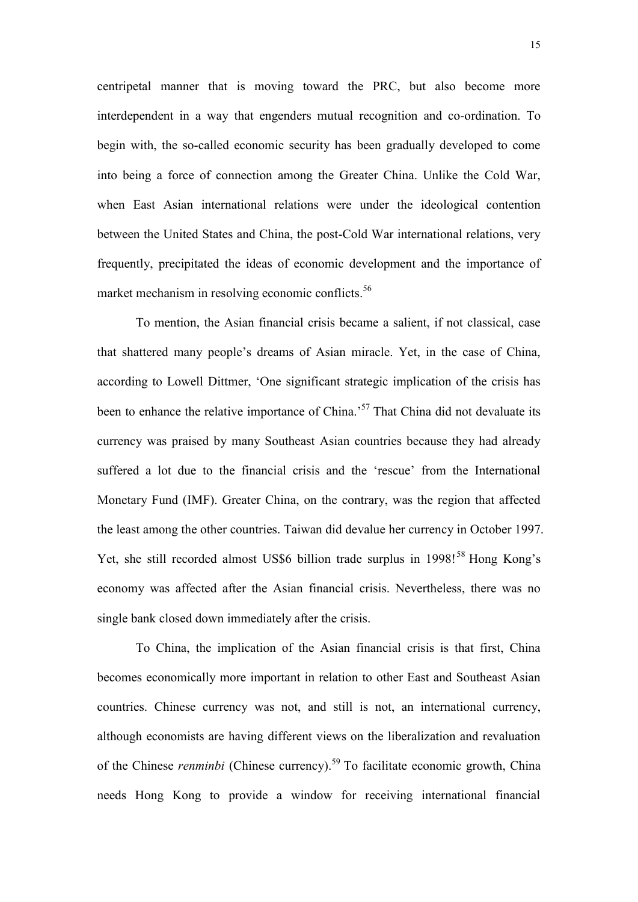centripetal manner that is moving toward the PRC, but also become more interdependent in a way that engenders mutual recognition and co-ordination. To begin with, the so-called economic security has been gradually developed to come into being a force of connection among the Greater China. Unlike the Cold War, when East Asian international relations were under the ideological contention between the United States and China, the post-Cold War international relations, very frequently, precipitated the ideas of economic development and the importance of market mechanism in resolving economic conflicts.[56]

To mention, the Asian financial crisis became a salient, if not classical, case that shattered many people's dreams of Asian miracle. Yet, in the case of China, according to Lowell Dittmer, 'One significant strategic implication of the crisis has been to enhance the relative importance of China.'[57] That China did not devaluate its currency was praised by many Southeast Asian countries because they had already suffered a lot due to the financial crisis and the 'rescue' from the International Monetary Fund (IMF). Greater China, on the contrary, was the region that affected the least among the other countries. Taiwan did devalue her currency in October 1997. Yet, she still recorded almost US$6 billion trade surplus in 1998![58] Hong Kong's economy was affected after the Asian financial crisis. Nevertheless, there was no single bank closed down immediately after the crisis.

To China, the implication of the Asian financial crisis is that first, China becomes economically more important in relation to other East and Southeast Asian countries. Chinese currency was not, and still is not, an international currency, although economists are having different views on the liberalization and revaluation of the Chinese *renminbi* (Chinese currency).[59] To facilitate economic growth, China needs Hong Kong to provide a window for receiving international financial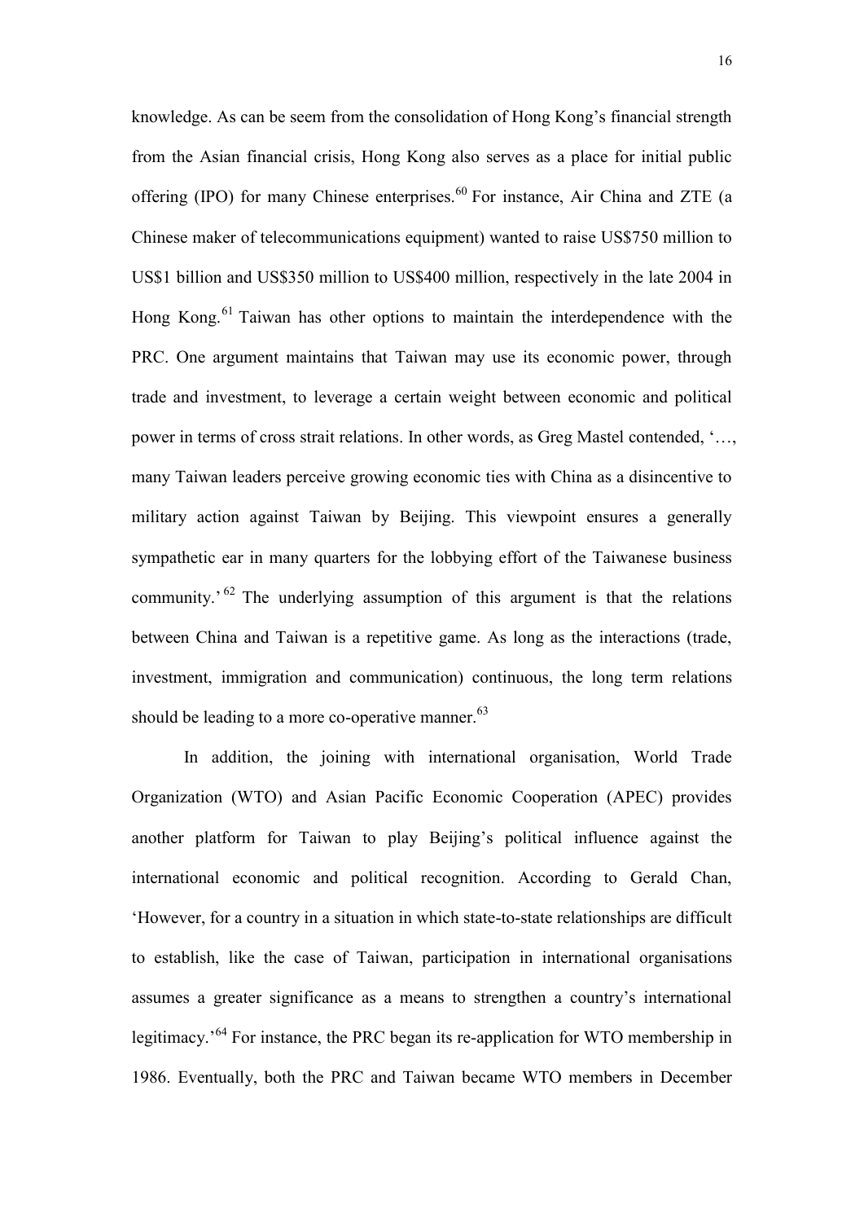knowledge. As can be seem from the consolidation of Hong Kong's financial strength from the Asian financial crisis, Hong Kong also serves as a place for initial public offering (IPO) for many Chinese enterprises.[60] For instance, Air China and ZTE (a Chinese maker of telecommunications equipment) wanted to raise US$750 million to US$1 billion and US$350 million to US$400 million, respectively in the late 2004 in Hong Kong.[61] Taiwan has other options to maintain the interdependence with the PRC. One argument maintains that Taiwan may use its economic power, through trade and investment, to leverage a certain weight between economic and political power in terms of cross strait relations. In other words, as Greg Mastel contended, '…, many Taiwan leaders perceive growing economic ties with China as a disincentive to military action against Taiwan by Beijing. This viewpoint ensures a generally sympathetic ear in many quarters for the lobbying effort of the Taiwanese business community.'[62] The underlying assumption of this argument is that the relations between China and Taiwan is a repetitive game. As long as the interactions (trade, investment, immigration and communication) continuous, the long term relations should be leading to a more co-operative manner.[63]

In addition, the joining with international organisation, World Trade Organization (WTO) and Asian Pacific Economic Cooperation (APEC) provides another platform for Taiwan to play Beijing's political influence against the international economic and political recognition. According to Gerald Chan, 'However, for a country in a situation in which state-to-state relationships are difficult to establish, like the case of Taiwan, participation in international organisations assumes a greater significance as a means to strengthen a country's international legitimacy.'[64] For instance, the PRC began its re-application for WTO membership in 1986. Eventually, both the PRC and Taiwan became WTO members in December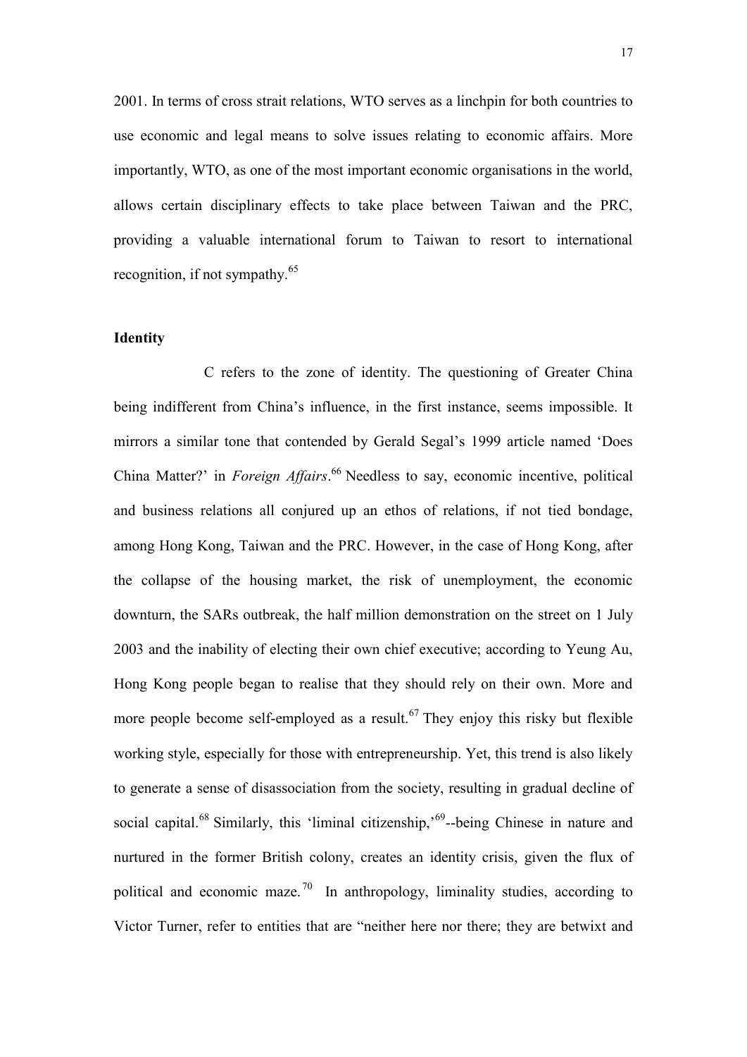2001. In terms of cross strait relations, WTO serves as a linchpin for both countries to use economic and legal means to solve issues relating to economic affairs. More importantly, WTO, as one of the most important economic organisations in the world, allows certain disciplinary effects to take place between Taiwan and the PRC, providing a valuable international forum to Taiwan to resort to international recognition, if not sympathy.[65]

**Identity**

C refers to the zone of identity. The questioning of Greater China being indifferent from China's influence, in the first instance, seems impossible. It mirrors a similar tone that contended by Gerald Segal's 1999 article named 'Does China Matter?' in *Foreign Affairs*.[66] Needless to say, economic incentive, political and business relations all conjured up an ethos of relations, if not tied bondage, among Hong Kong, Taiwan and the PRC. However, in the case of Hong Kong, after the collapse of the housing market, the risk of unemployment, the economic downturn, the SARs outbreak, the half million demonstration on the street on 1 July 2003 and the inability of electing their own chief executive; according to Yeung Au, Hong Kong people began to realise that they should rely on their own. More and more people become self-employed as a result.[67] They enjoy this risky but flexible working style, especially for those with entrepreneurship. Yet, this trend is also likely to generate a sense of disassociation from the society, resulting in gradual decline of social capital.[68] Similarly, this 'liminal citizenship,'[69]--being Chinese in nature and nurtured in the former British colony, creates an identity crisis, given the flux of political and economic maze.[70] In anthropology, liminality studies, according to Victor Turner, refer to entities that are "neither here nor there; they are betwixt and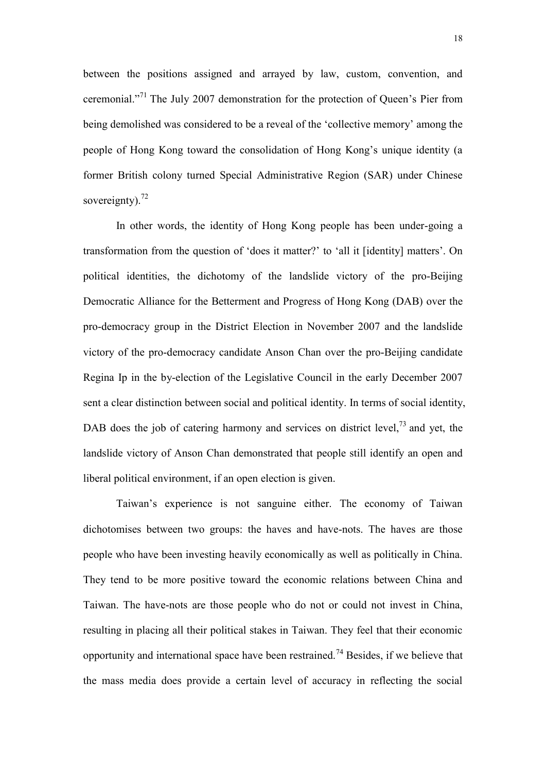between the positions assigned and arrayed by law, custom, convention, and ceremonial."[71] The July 2007 demonstration for the protection of Queen's Pier from being demolished was considered to be a reveal of the 'collective memory' among the people of Hong Kong toward the consolidation of Hong Kong's unique identity (a former British colony turned Special Administrative Region (SAR) under Chinese sovereignty).[72]

In other words, the identity of Hong Kong people has been under-going a transformation from the question of 'does it matter?' to 'all it [identity] matters'. On political identities, the dichotomy of the landslide victory of the pro-Beijing Democratic Alliance for the Betterment and Progress of Hong Kong (DAB) over the pro-democracy group in the District Election in November 2007 and the landslide victory of the pro-democracy candidate Anson Chan over the pro-Beijing candidate Regina Ip in the by-election of the Legislative Council in the early December 2007 sent a clear distinction between social and political identity. In terms of social identity, DAB does the job of catering harmony and services on district level,[73] and yet, the landslide victory of Anson Chan demonstrated that people still identify an open and liberal political environment, if an open election is given.

Taiwan's experience is not sanguine either. The economy of Taiwan dichotomises between two groups: the haves and have-nots. The haves are those people who have been investing heavily economically as well as politically in China. They tend to be more positive toward the economic relations between China and Taiwan. The have-nots are those people who do not or could not invest in China, resulting in placing all their political stakes in Taiwan. They feel that their economic opportunity and international space have been restrained.[74] Besides, if we believe that the mass media does provide a certain level of accuracy in reflecting the social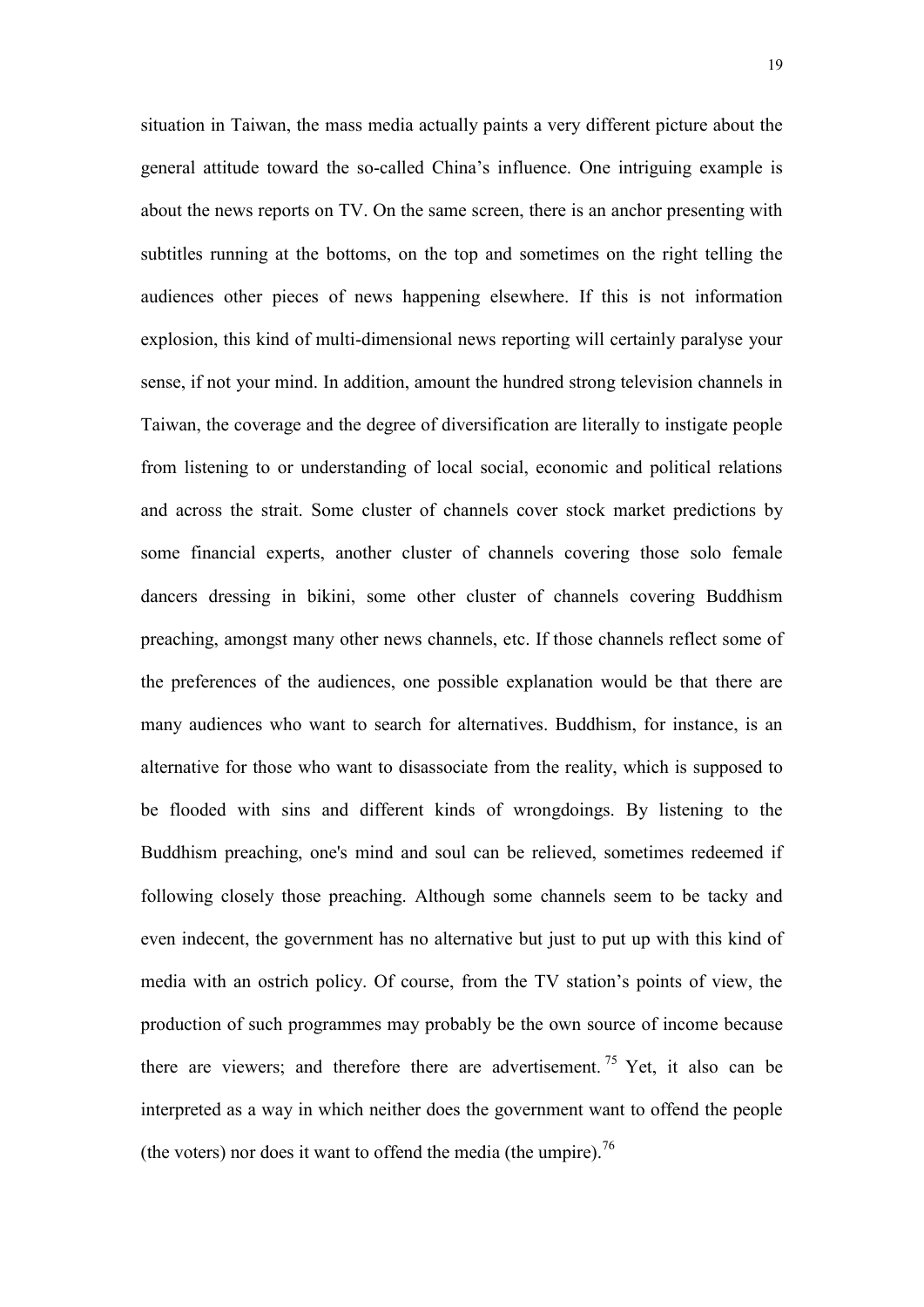situation in Taiwan, the mass media actually paints a very different picture about the general attitude toward the so-called China's influence. One intriguing example is about the news reports on TV. On the same screen, there is an anchor presenting with subtitles running at the bottoms, on the top and sometimes on the right telling the audiences other pieces of news happening elsewhere. If this is not information explosion, this kind of multi-dimensional news reporting will certainly paralyse your sense, if not your mind. In addition, amount the hundred strong television channels in Taiwan, the coverage and the degree of diversification are literally to instigate people from listening to or understanding of local social, economic and political relations and across the strait. Some cluster of channels cover stock market predictions by some financial experts, another cluster of channels covering those solo female dancers dressing in bikini, some other cluster of channels covering Buddhism preaching, amongst many other news channels, etc. If those channels reflect some of the preferences of the audiences, one possible explanation would be that there are many audiences who want to search for alternatives. Buddhism, for instance, is an alternative for those who want to disassociate from the reality, which is supposed to be flooded with sins and different kinds of wrongdoings. By listening to the Buddhism preaching, one's mind and soul can be relieved, sometimes redeemed if following closely those preaching. Although some channels seem to be tacky and even indecent, the government has no alternative but just to put up with this kind of media with an ostrich policy. Of course, from the TV station's points of view, the production of such programmes may probably be the own source of income because there are viewers; and therefore there are advertisement.[75] Yet, it also can be interpreted as a way in which neither does the government want to offend the people (the voters) nor does it want to offend the media (the umpire).[76]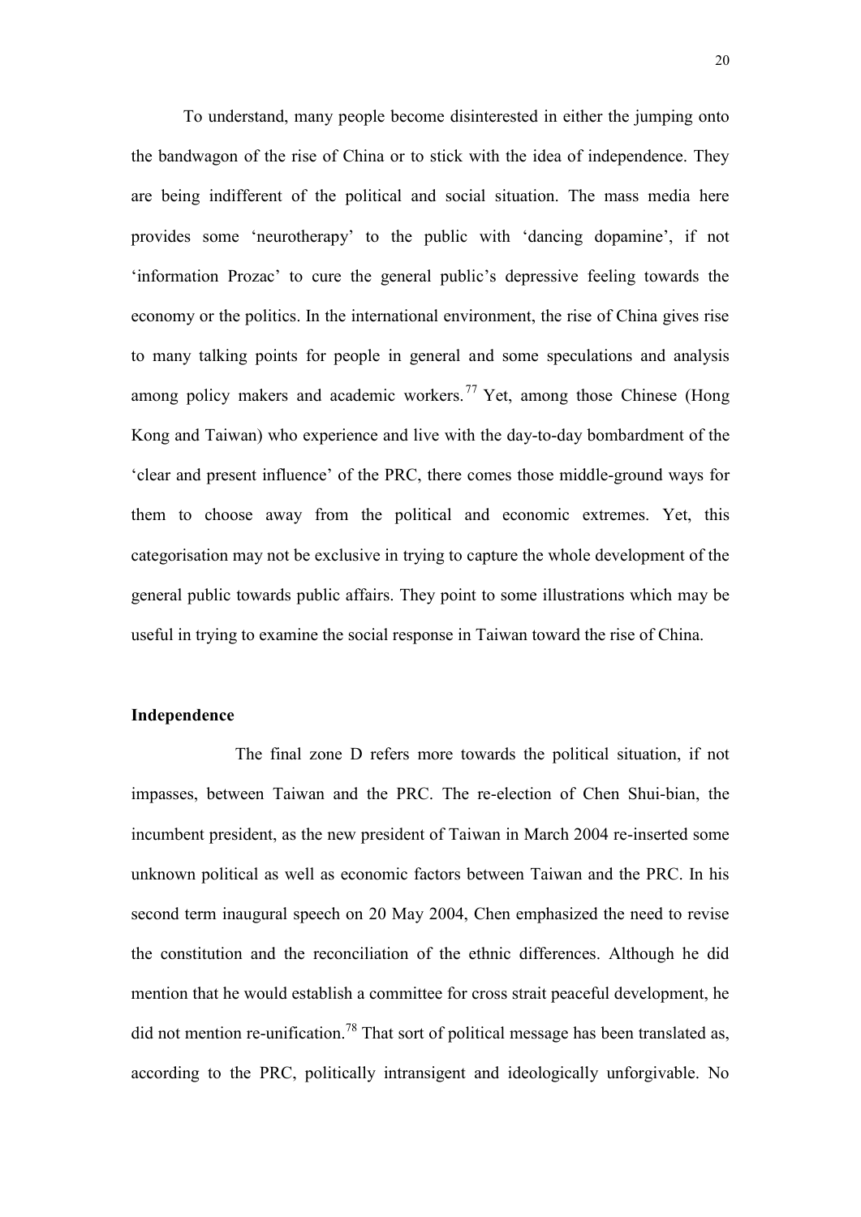To understand, many people become disinterested in either the jumping onto the bandwagon of the rise of China or to stick with the idea of independence. They are being indifferent of the political and social situation. The mass media here provides some 'neurotherapy' to the public with 'dancing dopamine', if not 'information Prozac' to cure the general public's depressive feeling towards the economy or the politics. In the international environment, the rise of China gives rise to many talking points for people in general and some speculations and analysis among policy makers and academic workers.[77] Yet, among those Chinese (Hong Kong and Taiwan) who experience and live with the day-to-day bombardment of the 'clear and present influence' of the PRC, there comes those middle-ground ways for them to choose away from the political and economic extremes. Yet, this categorisation may not be exclusive in trying to capture the whole development of the general public towards public affairs. They point to some illustrations which may be useful in trying to examine the social response in Taiwan toward the rise of China.

**Independence**

The final zone D refers more towards the political situation, if not impasses, between Taiwan and the PRC. The re-election of Chen Shui-bian, the incumbent president, as the new president of Taiwan in March 2004 re-inserted some unknown political as well as economic factors between Taiwan and the PRC. In his second term inaugural speech on 20 May 2004, Chen emphasized the need to revise the constitution and the reconciliation of the ethnic differences. Although he did mention that he would establish a committee for cross strait peaceful development, he did not mention re-unification.[78] That sort of political message has been translated as, according to the PRC, politically intransigent and ideologically unforgivable. No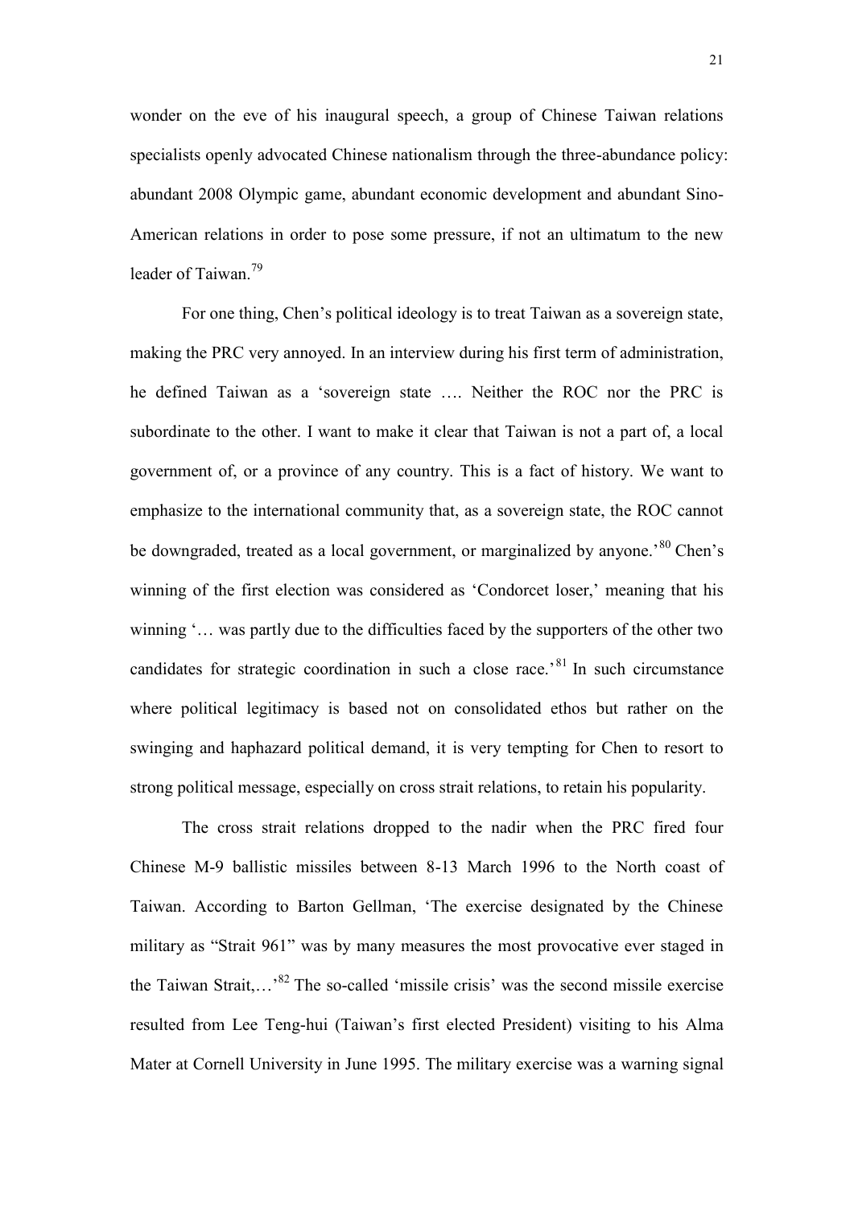wonder on the eve of his inaugural speech, a group of Chinese Taiwan relations specialists openly advocated Chinese nationalism through the three-abundance policy: abundant 2008 Olympic game, abundant economic development and abundant Sino-American relations in order to pose some pressure, if not an ultimatum to the new leader of Taiwan.[79]

For one thing, Chen's political ideology is to treat Taiwan as a sovereign state, making the PRC very annoyed. In an interview during his first term of administration, he defined Taiwan as a 'sovereign state …. Neither the ROC nor the PRC is subordinate to the other. I want to make it clear that Taiwan is not a part of, a local government of, or a province of any country. This is a fact of history. We want to emphasize to the international community that, as a sovereign state, the ROC cannot be downgraded, treated as a local government, or marginalized by anyone.'[80] Chen's winning of the first election was considered as 'Condorcet loser,' meaning that his winning '… was partly due to the difficulties faced by the supporters of the other two candidates for strategic coordination in such a close race.'[81] In such circumstance where political legitimacy is based not on consolidated ethos but rather on the swinging and haphazard political demand, it is very tempting for Chen to resort to strong political message, especially on cross strait relations, to retain his popularity.

The cross strait relations dropped to the nadir when the PRC fired four Chinese M-9 ballistic missiles between 8-13 March 1996 to the North coast of Taiwan. According to Barton Gellman, 'The exercise designated by the Chinese military as "Strait 961" was by many measures the most provocative ever staged in the Taiwan Strait,…'[82] The so-called 'missile crisis' was the second missile exercise resulted from Lee Teng-hui (Taiwan's first elected President) visiting to his Alma Mater at Cornell University in June 1995. The military exercise was a warning signal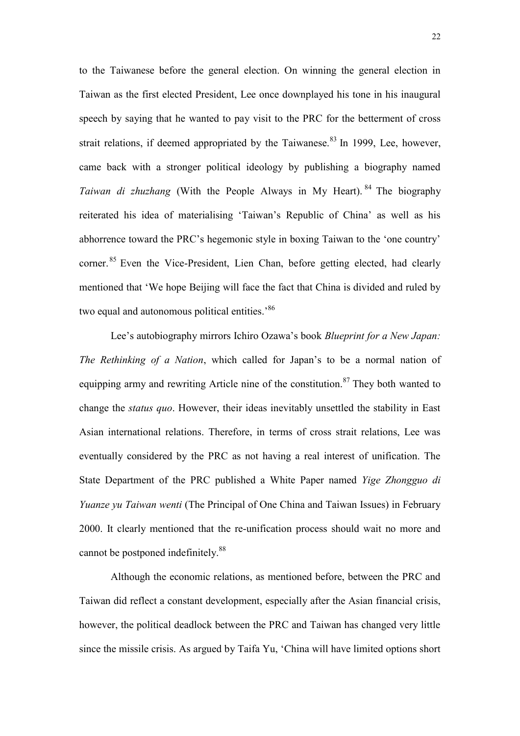to the Taiwanese before the general election. On winning the general election in Taiwan as the first elected President, Lee once downplayed his tone in his inaugural speech by saying that he wanted to pay visit to the PRC for the betterment of cross strait relations, if deemed appropriated by the Taiwanese.[83] In 1999, Lee, however, came back with a stronger political ideology by publishing a biography named *Taiwan di zhuzhang* (With the People Always in My Heart).[84] The biography reiterated his idea of materialising 'Taiwan's Republic of China' as well as his abhorrence toward the PRC's hegemonic style in boxing Taiwan to the 'one country' corner.[85] Even the Vice-President, Lien Chan, before getting elected, had clearly mentioned that 'We hope Beijing will face the fact that China is divided and ruled by two equal and autonomous political entities.'[86]

Lee's autobiography mirrors Ichiro Ozawa's book *Blueprint for a New Japan: The Rethinking of a Nation*, which called for Japan's to be a normal nation of equipping army and rewriting Article nine of the constitution.[87] They both wanted to change the *status quo*. However, their ideas inevitably unsettled the stability in East Asian international relations. Therefore, in terms of cross strait relations, Lee was eventually considered by the PRC as not having a real interest of unification. The State Department of the PRC published a White Paper named *Yige Zhongguo di Yuanze yu Taiwan wenti* (The Principal of One China and Taiwan Issues) in February 2000. It clearly mentioned that the re-unification process should wait no more and cannot be postponed indefinitely.[88]

Although the economic relations, as mentioned before, between the PRC and Taiwan did reflect a constant development, especially after the Asian financial crisis, however, the political deadlock between the PRC and Taiwan has changed very little since the missile crisis. As argued by Taifa Yu, 'China will have limited options short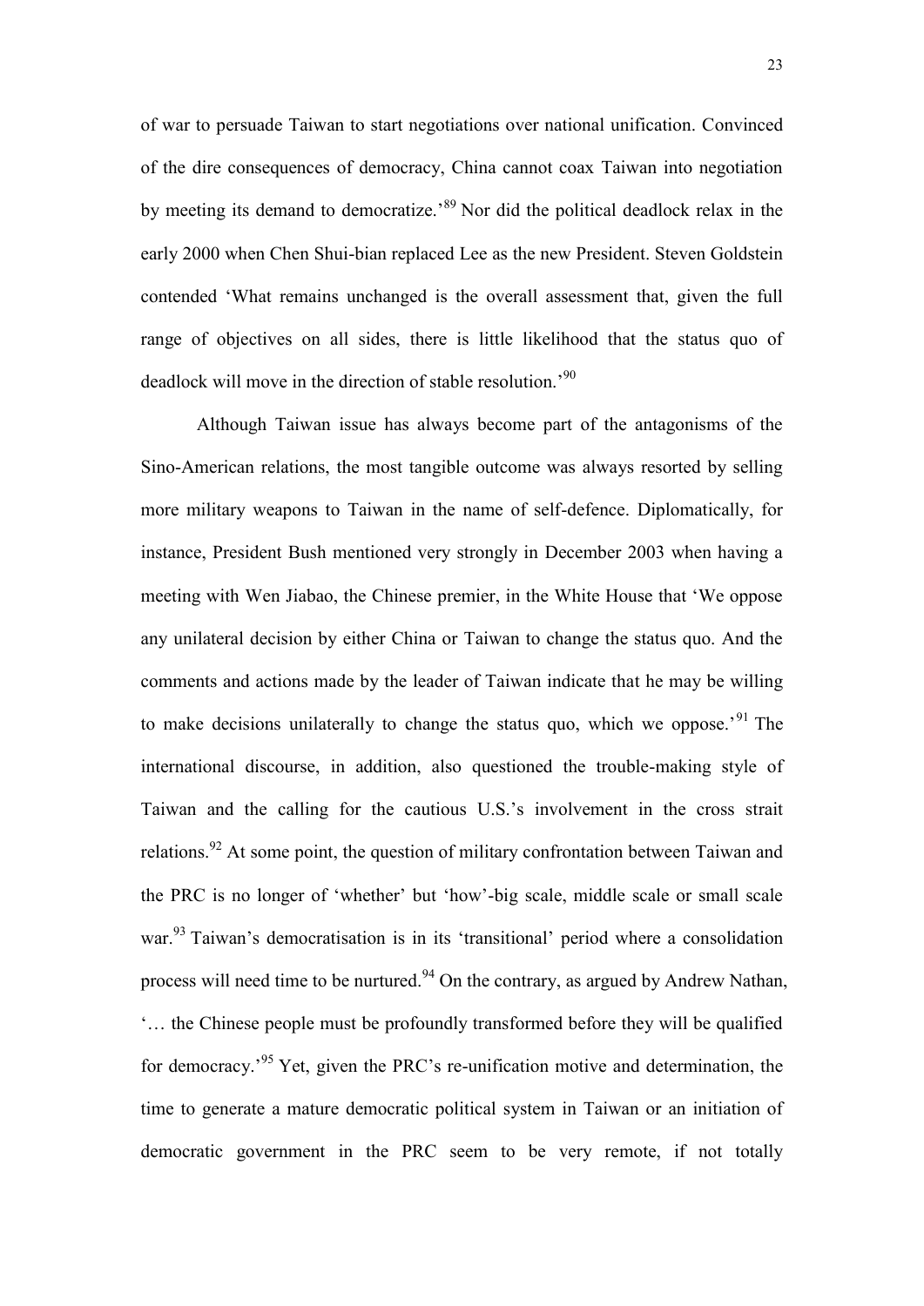of war to persuade Taiwan to start negotiations over national unification. Convinced of the dire consequences of democracy, China cannot coax Taiwan into negotiation by meeting its demand to democratize.'[89] Nor did the political deadlock relax in the early 2000 when Chen Shui-bian replaced Lee as the new President. Steven Goldstein contended 'What remains unchanged is the overall assessment that, given the full range of objectives on all sides, there is little likelihood that the status quo of deadlock will move in the direction of stable resolution.'[90]

Although Taiwan issue has always become part of the antagonisms of the Sino-American relations, the most tangible outcome was always resorted by selling more military weapons to Taiwan in the name of self-defence. Diplomatically, for instance, President Bush mentioned very strongly in December 2003 when having a meeting with Wen Jiabao, the Chinese premier, in the White House that 'We oppose any unilateral decision by either China or Taiwan to change the status quo. And the comments and actions made by the leader of Taiwan indicate that he may be willing to make decisions unilaterally to change the status quo, which we oppose.'[91] The international discourse, in addition, also questioned the trouble-making style of Taiwan and the calling for the cautious U.S.'s involvement in the cross strait relations.[92] At some point, the question of military confrontation between Taiwan and the PRC is no longer of 'whether' but 'how'-big scale, middle scale or small scale war.[93] Taiwan's democratisation is in its 'transitional' period where a consolidation process will need time to be nurtured.[94] On the contrary, as argued by Andrew Nathan, '… the Chinese people must be profoundly transformed before they will be qualified for democracy.'[95] Yet, given the PRC's re-unification motive and determination, the time to generate a mature democratic political system in Taiwan or an initiation of democratic government in the PRC seem to be very remote, if not totally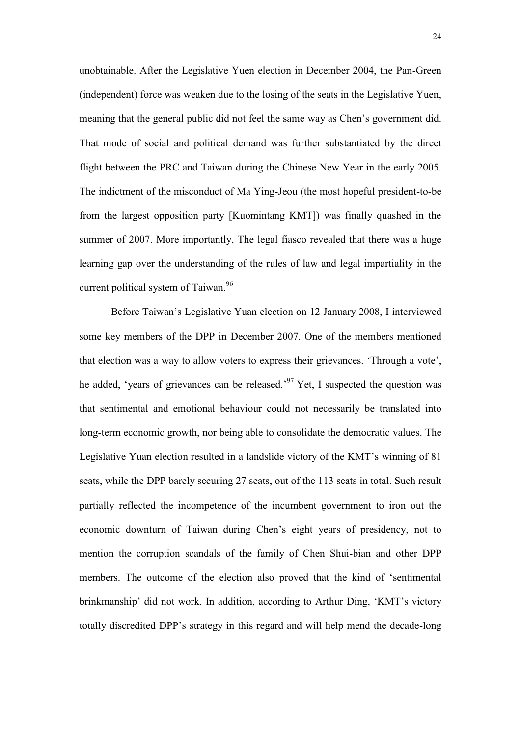unobtainable. After the Legislative Yuen election in December 2004, the Pan-Green (independent) force was weaken due to the losing of the seats in the Legislative Yuen, meaning that the general public did not feel the same way as Chen's government did. That mode of social and political demand was further substantiated by the direct flight between the PRC and Taiwan during the Chinese New Year in the early 2005. The indictment of the misconduct of Ma Ying-Jeou (the most hopeful president-to-be from the largest opposition party [Kuomintang KMT]) was finally quashed in the summer of 2007. More importantly, The legal fiasco revealed that there was a huge learning gap over the understanding of the rules of law and legal impartiality in the current political system of Taiwan.[96]

Before Taiwan's Legislative Yuan election on 12 January 2008, I interviewed some key members of the DPP in December 2007. One of the members mentioned that election was a way to allow voters to express their grievances. 'Through a vote', he added, 'years of grievances can be released.'[97] Yet, I suspected the question was that sentimental and emotional behaviour could not necessarily be translated into long-term economic growth, nor being able to consolidate the democratic values. The Legislative Yuan election resulted in a landslide victory of the KMT's winning of 81 seats, while the DPP barely securing 27 seats, out of the 113 seats in total. Such result partially reflected the incompetence of the incumbent government to iron out the economic downturn of Taiwan during Chen's eight years of presidency, not to mention the corruption scandals of the family of Chen Shui-bian and other DPP members. The outcome of the election also proved that the kind of 'sentimental brinkmanship' did not work. In addition, according to Arthur Ding, 'KMT's victory totally discredited DPP's strategy in this regard and will help mend the decade-long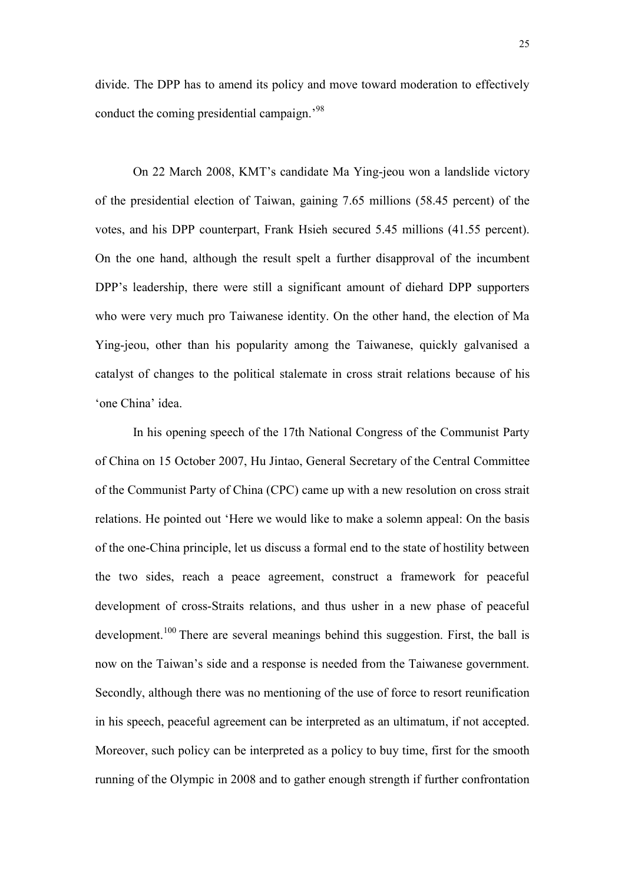divide. The DPP has to amend its policy and move toward moderation to effectively conduct the coming presidential campaign.'[98]

On 22 March 2008, KMT's candidate Ma Ying-jeou won a landslide victory of the presidential election of Taiwan, gaining 7.65 millions (58.45 percent) of the votes, and his DPP counterpart, Frank Hsieh secured 5.45 millions (41.55 percent). On the one hand, although the result spelt a further disapproval of the incumbent DPP's leadership, there were still a significant amount of diehard DPP supporters who were very much pro Taiwanese identity. On the other hand, the election of Ma Ying-jeou, other than his popularity among the Taiwanese, quickly galvanised a catalyst of changes to the political stalemate in cross strait relations because of his 'one China' idea.

In his opening speech of the 17th National Congress of the Communist Party of China on 15 October 2007, Hu Jintao, General Secretary of the Central Committee of the Communist Party of China (CPC) came up with a new resolution on cross strait relations. He pointed out 'Here we would like to make a solemn appeal: On the basis of the one-China principle, let us discuss a formal end to the state of hostility between the two sides, reach a peace agreement, construct a framework for peaceful development of cross-Straits relations, and thus usher in a new phase of peaceful development.[100] There are several meanings behind this suggestion. First, the ball is now on the Taiwan's side and a response is needed from the Taiwanese government. Secondly, although there was no mentioning of the use of force to resort reunification in his speech, peaceful agreement can be interpreted as an ultimatum, if not accepted. Moreover, such policy can be interpreted as a policy to buy time, first for the smooth running of the Olympic in 2008 and to gather enough strength if further confrontation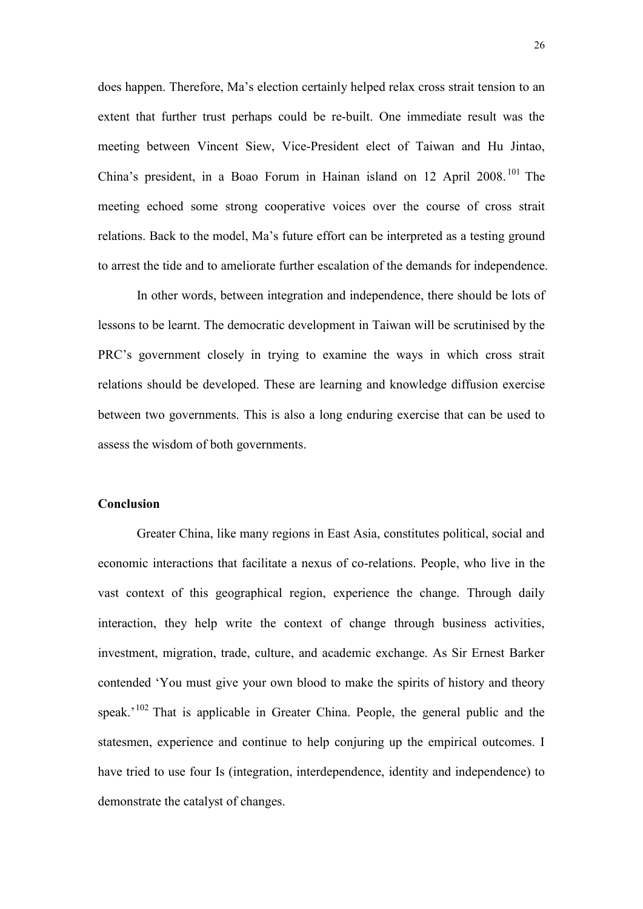does happen. Therefore, Ma's election certainly helped relax cross strait tension to an extent that further trust perhaps could be re-built. One immediate result was the meeting between Vincent Siew, Vice-President elect of Taiwan and Hu Jintao, China's president, in a Boao Forum in Hainan island on 12 April 2008.[101] The meeting echoed some strong cooperative voices over the course of cross strait relations. Back to the model, Ma's future effort can be interpreted as a testing ground to arrest the tide and to ameliorate further escalation of the demands for independence.

In other words, between integration and independence, there should be lots of lessons to be learnt. The democratic development in Taiwan will be scrutinised by the PRC's government closely in trying to examine the ways in which cross strait relations should be developed. These are learning and knowledge diffusion exercise between two governments. This is also a long enduring exercise that can be used to assess the wisdom of both governments.

## Conclusion

Greater China, like many regions in East Asia, constitutes political, social and economic interactions that facilitate a nexus of co-relations. People, who live in the vast context of this geographical region, experience the change. Through daily interaction, they help write the context of change through business activities, investment, migration, trade, culture, and academic exchange. As Sir Ernest Barker contended 'You must give your own blood to make the spirits of history and theory speak.'[102] That is applicable in Greater China. People, the general public and the statesmen, experience and continue to help conjuring up the empirical outcomes. I have tried to use four Is (integration, interdependence, identity and independence) to demonstrate the catalyst of changes.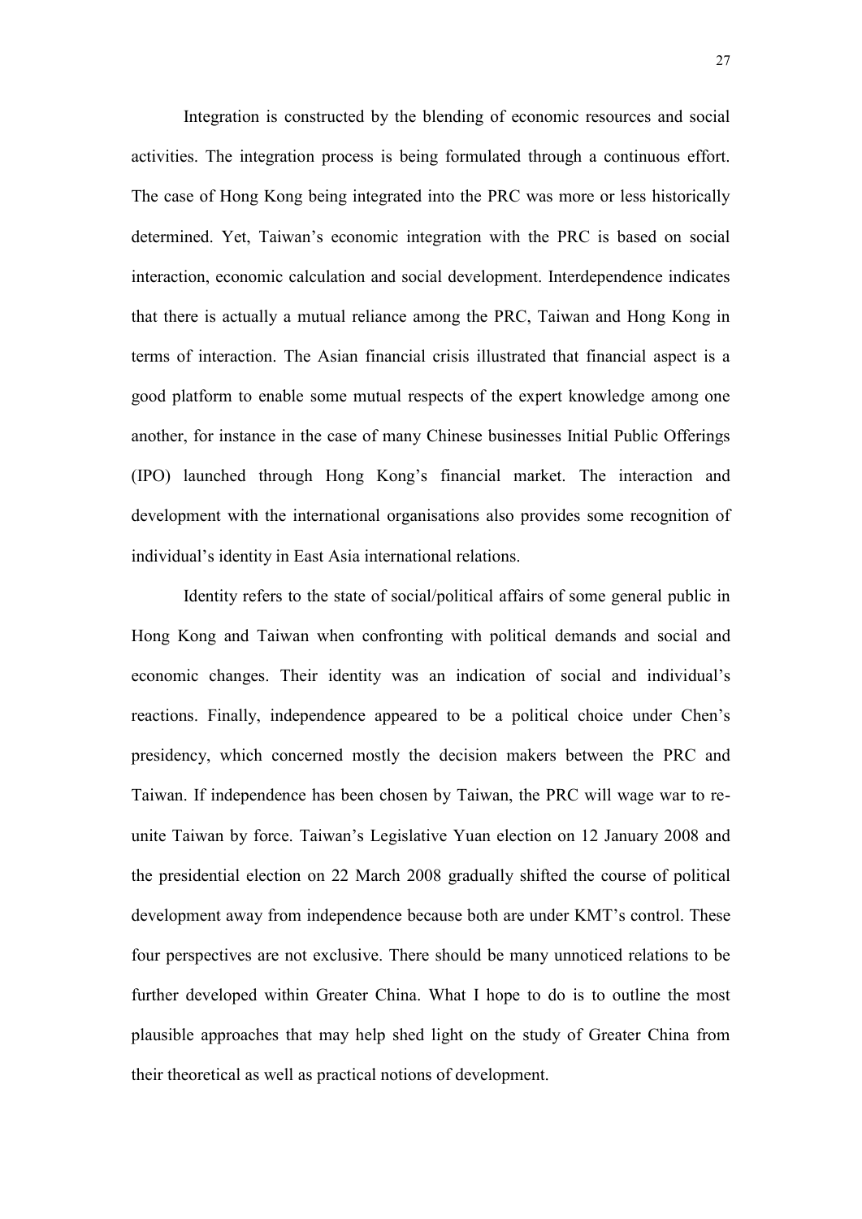Integration is constructed by the blending of economic resources and social activities. The integration process is being formulated through a continuous effort. The case of Hong Kong being integrated into the PRC was more or less historically determined. Yet, Taiwan's economic integration with the PRC is based on social interaction, economic calculation and social development. Interdependence indicates that there is actually a mutual reliance among the PRC, Taiwan and Hong Kong in terms of interaction. The Asian financial crisis illustrated that financial aspect is a good platform to enable some mutual respects of the expert knowledge among one another, for instance in the case of many Chinese businesses Initial Public Offerings (IPO) launched through Hong Kong's financial market. The interaction and development with the international organisations also provides some recognition of individual's identity in East Asia international relations.

Identity refers to the state of social/political affairs of some general public in Hong Kong and Taiwan when confronting with political demands and social and economic changes. Their identity was an indication of social and individual's reactions. Finally, independence appeared to be a political choice under Chen's presidency, which concerned mostly the decision makers between the PRC and Taiwan. If independence has been chosen by Taiwan, the PRC will wage war to re-unite Taiwan by force. Taiwan's Legislative Yuan election on 12 January 2008 and the presidential election on 22 March 2008 gradually shifted the course of political development away from independence because both are under KMT's control. These four perspectives are not exclusive. There should be many unnoticed relations to be further developed within Greater China. What I hope to do is to outline the most plausible approaches that may help shed light on the study of Greater China from their theoretical as well as practical notions of development.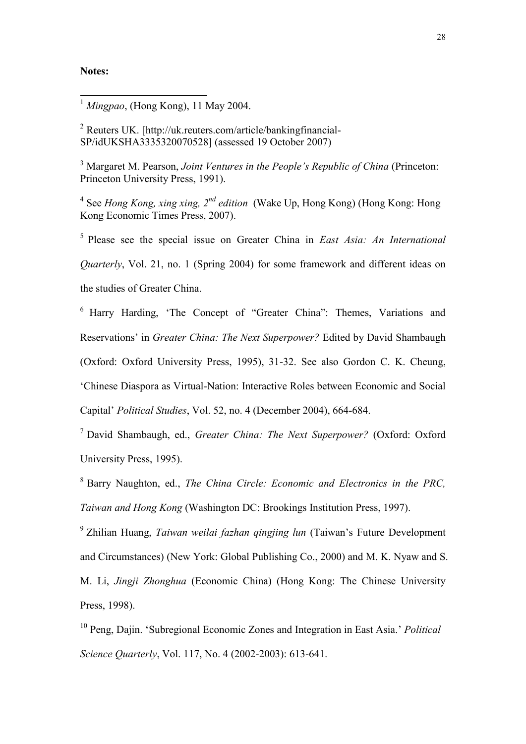**Notes:**

[1] *Mingpao*, (Hong Kong), 11 May 2004.

[2] Reuters UK. [http://uk.reuters.com/article/bankingfinancial-SP/idUKSHA3335320070528] (assessed 19 October 2007)

[3] Margaret M. Pearson, *Joint Ventures in the People's Republic of China* (Princeton: Princeton University Press, 1991).

[4] See *Hong Kong, xing xing, 2nd edition* (Wake Up, Hong Kong) (Hong Kong: Hong Kong Economic Times Press, 2007).

[5] Please see the special issue on Greater China in *East Asia: An International Quarterly*, Vol. 21, no. 1 (Spring 2004) for some framework and different ideas on the studies of Greater China.

[6] Harry Harding, 'The Concept of "Greater China": Themes, Variations and Reservations' in *Greater China: The Next Superpower?* Edited by David Shambaugh (Oxford: Oxford University Press, 1995), 31-32. See also Gordon C. K. Cheung, 'Chinese Diaspora as Virtual-Nation: Interactive Roles between Economic and Social Capital' *Political Studies*, Vol. 52, no. 4 (December 2004), 664-684.

[7] David Shambaugh, ed., *Greater China: The Next Superpower?* (Oxford: Oxford University Press, 1995).

[8] Barry Naughton, ed., *The China Circle: Economic and Electronics in the PRC, Taiwan and Hong Kong* (Washington DC: Brookings Institution Press, 1997).

[9] Zhilian Huang, *Taiwan weilai fazhan qingjing lun* (Taiwan's Future Development and Circumstances) (New York: Global Publishing Co., 2000) and M. K. Nyaw and S. M. Li, *Jingji Zhonghua* (Economic China) (Hong Kong: The Chinese University Press, 1998).

[10] Peng, Dajin. 'Subregional Economic Zones and Integration in East Asia.' *Political Science Quarterly*, Vol. 117, No. 4 (2002-2003): 613-641.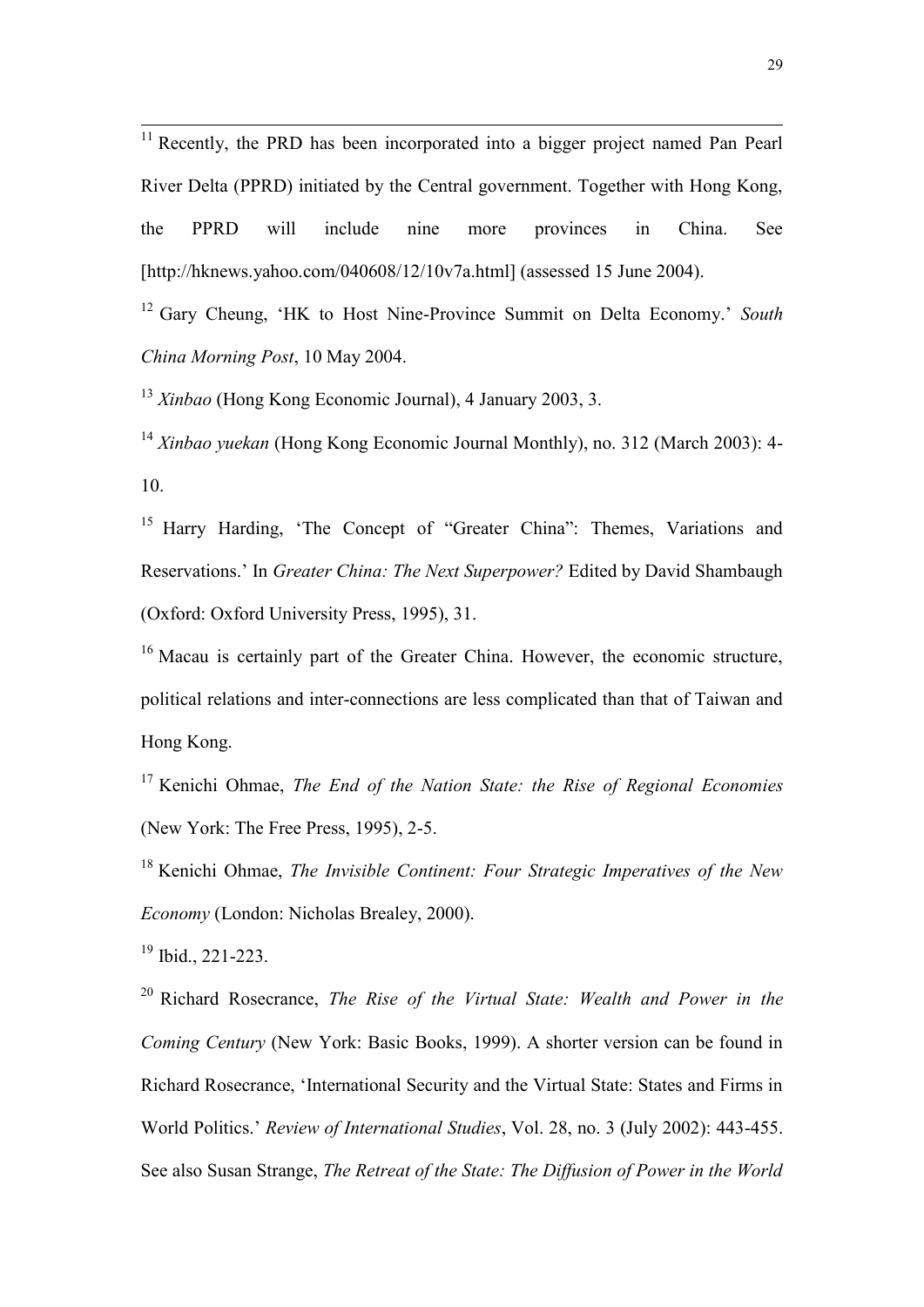[11] Recently, the PRD has been incorporated into a bigger project named Pan Pearl River Delta (PPRD) initiated by the Central government. Together with Hong Kong, the PPRD will include nine more provinces in China. See [http://hknews.yahoo.com/040608/12/10v7a.html] (assessed 15 June 2004).

[12] Gary Cheung, 'HK to Host Nine-Province Summit on Delta Economy.' *South China Morning Post*, 10 May 2004.

[13] *Xinbao* (Hong Kong Economic Journal), 4 January 2003, 3.

[14] *Xinbao yuekan* (Hong Kong Economic Journal Monthly), no. 312 (March 2003): 4-10.

[15] Harry Harding, 'The Concept of "Greater China": Themes, Variations and Reservations.' In *Greater China: The Next Superpower?* Edited by David Shambaugh (Oxford: Oxford University Press, 1995), 31.

[16] Macau is certainly part of the Greater China. However, the economic structure, political relations and inter-connections are less complicated than that of Taiwan and Hong Kong.

[17] Kenichi Ohmae, *The End of the Nation State: the Rise of Regional Economies* (New York: The Free Press, 1995), 2-5.

[18] Kenichi Ohmae, *The Invisible Continent: Four Strategic Imperatives of the New Economy* (London: Nicholas Brealey, 2000).

[19] Ibid., 221-223.

[20] Richard Rosecrance, *The Rise of the Virtual State: Wealth and Power in the Coming Century* (New York: Basic Books, 1999). A shorter version can be found in Richard Rosecrance, 'International Security and the Virtual State: States and Firms in World Politics.' *Review of International Studies*, Vol. 28, no. 3 (July 2002): 443-455. See also Susan Strange, *The Retreat of the State: The Diffusion of Power in the World*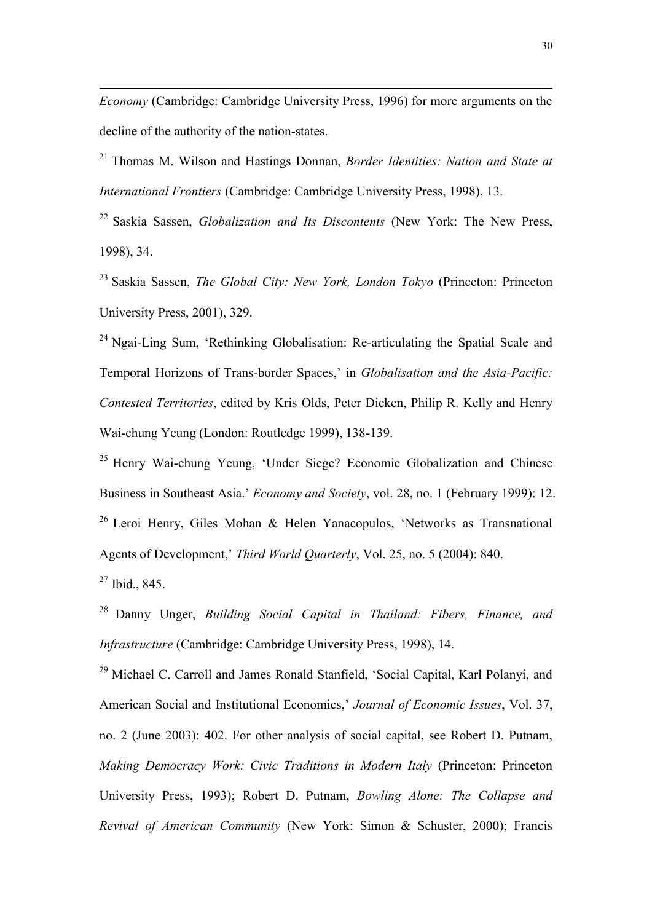*Economy* (Cambridge: Cambridge University Press, 1996) for more arguments on the decline of the authority of the nation-states.

[21] Thomas M. Wilson and Hastings Donnan, *Border Identities: Nation and State at International Frontiers* (Cambridge: Cambridge University Press, 1998), 13.

[22] Saskia Sassen, *Globalization and Its Discontents* (New York: The New Press, 1998), 34.

[23] Saskia Sassen, *The Global City: New York, London Tokyo* (Princeton: Princeton University Press, 2001), 329.

[24] Ngai-Ling Sum, 'Rethinking Globalisation: Re-articulating the Spatial Scale and Temporal Horizons of Trans-border Spaces,' in *Globalisation and the Asia-Pacific: Contested Territories*, edited by Kris Olds, Peter Dicken, Philip R. Kelly and Henry Wai-chung Yeung (London: Routledge 1999), 138-139.

[25] Henry Wai-chung Yeung, 'Under Siege? Economic Globalization and Chinese Business in Southeast Asia.' *Economy and Society*, vol. 28, no. 1 (February 1999): 12.

[26] Leroi Henry, Giles Mohan & Helen Yanacopulos, 'Networks as Transnational Agents of Development,' *Third World Quarterly*, Vol. 25, no. 5 (2004): 840.

[27] Ibid., 845.

[28] Danny Unger, *Building Social Capital in Thailand: Fibers, Finance, and Infrastructure* (Cambridge: Cambridge University Press, 1998), 14.

[29] Michael C. Carroll and James Ronald Stanfield, 'Social Capital, Karl Polanyi, and American Social and Institutional Economics,' *Journal of Economic Issues*, Vol. 37, no. 2 (June 2003): 402. For other analysis of social capital, see Robert D. Putnam, *Making Democracy Work: Civic Traditions in Modern Italy* (Princeton: Princeton University Press, 1993); Robert D. Putnam, *Bowling Alone: The Collapse and Revival of American Community* (New York: Simon & Schuster, 2000); Francis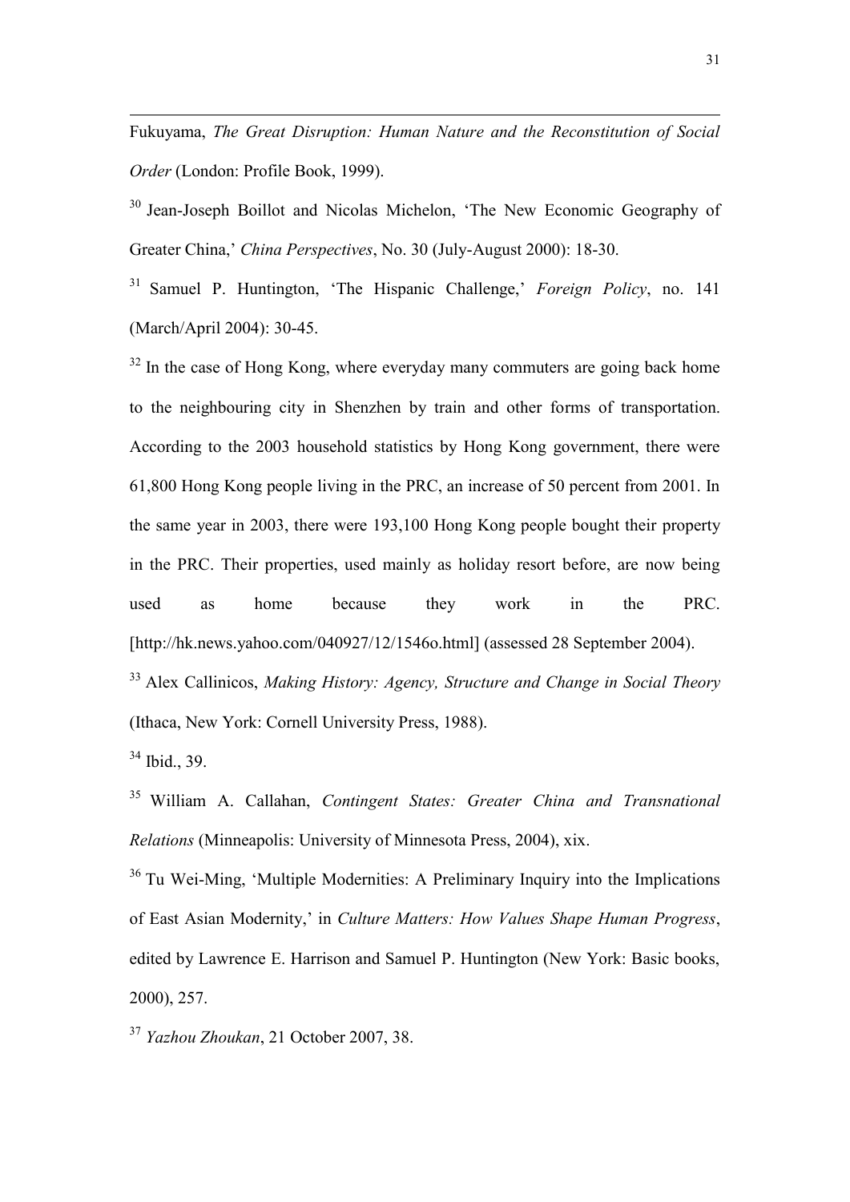Fukuyama, *The Great Disruption: Human Nature and the Reconstitution of Social Order* (London: Profile Book, 1999).

[30] Jean-Joseph Boillot and Nicolas Michelon, 'The New Economic Geography of Greater China,' *China Perspectives*, No. 30 (July-August 2000): 18-30.

[31] Samuel P. Huntington, 'The Hispanic Challenge,' *Foreign Policy*, no. 141 (March/April 2004): 30-45.

[32] In the case of Hong Kong, where everyday many commuters are going back home to the neighbouring city in Shenzhen by train and other forms of transportation. According to the 2003 household statistics by Hong Kong government, there were 61,800 Hong Kong people living in the PRC, an increase of 50 percent from 2001. In the same year in 2003, there were 193,100 Hong Kong people bought their property in the PRC. Their properties, used mainly as holiday resort before, are now being used as home because they work in the PRC. [http://hk.news.yahoo.com/040927/12/1546o.html] (assessed 28 September 2004).

[33] Alex Callinicos, *Making History: Agency, Structure and Change in Social Theory* (Ithaca, New York: Cornell University Press, 1988).

[34] Ibid., 39.

[35] William A. Callahan, *Contingent States: Greater China and Transnational Relations* (Minneapolis: University of Minnesota Press, 2004), xix.

[36] Tu Wei-Ming, 'Multiple Modernities: A Preliminary Inquiry into the Implications of East Asian Modernity,' in *Culture Matters: How Values Shape Human Progress*, edited by Lawrence E. Harrison and Samuel P. Huntington (New York: Basic books, 2000), 257.

[37] *Yazhou Zhoukan*, 21 October 2007, 38.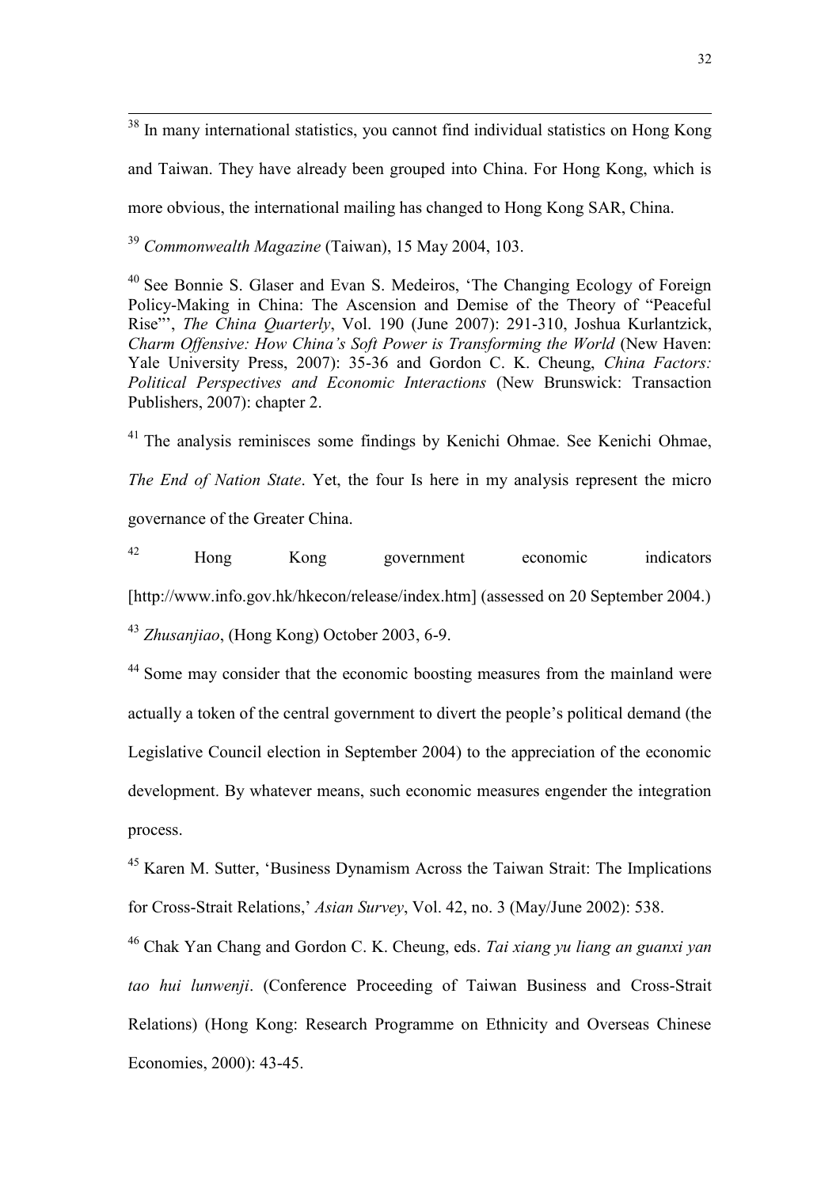[38] In many international statistics, you cannot find individual statistics on Hong Kong and Taiwan. They have already been grouped into China. For Hong Kong, which is more obvious, the international mailing has changed to Hong Kong SAR, China.

[39] *Commonwealth Magazine* (Taiwan), 15 May 2004, 103.

[40] See Bonnie S. Glaser and Evan S. Medeiros, 'The Changing Ecology of Foreign Policy-Making in China: The Ascension and Demise of the Theory of "Peaceful Rise"', *The China Quarterly*, Vol. 190 (June 2007): 291-310, Joshua Kurlantzick, *Charm Offensive: How China's Soft Power is Transforming the World* (New Haven: Yale University Press, 2007): 35-36 and Gordon C. K. Cheung, *China Factors: Political Perspectives and Economic Interactions* (New Brunswick: Transaction Publishers, 2007): chapter 2.

[41] The analysis reminisces some findings by Kenichi Ohmae. See Kenichi Ohmae, *The End of Nation State*. Yet, the four Is here in my analysis represent the micro governance of the Greater China.

[42] Hong Kong government economic indicators [http://www.info.gov.hk/hkecon/release/index.htm] (assessed on 20 September 2004.)

[43] *Zhusanjiao*, (Hong Kong) October 2003, 6-9.

[44] Some may consider that the economic boosting measures from the mainland were actually a token of the central government to divert the people's political demand (the Legislative Council election in September 2004) to the appreciation of the economic development. By whatever means, such economic measures engender the integration process.

[45] Karen M. Sutter, 'Business Dynamism Across the Taiwan Strait: The Implications for Cross-Strait Relations,' *Asian Survey*, Vol. 42, no. 3 (May/June 2002): 538.

[46] Chak Yan Chang and Gordon C. K. Cheung, eds. *Tai xiang yu liang an guanxi yan tao hui lunwenji*. (Conference Proceeding of Taiwan Business and Cross-Strait Relations) (Hong Kong: Research Programme on Ethnicity and Overseas Chinese Economies, 2000): 43-45.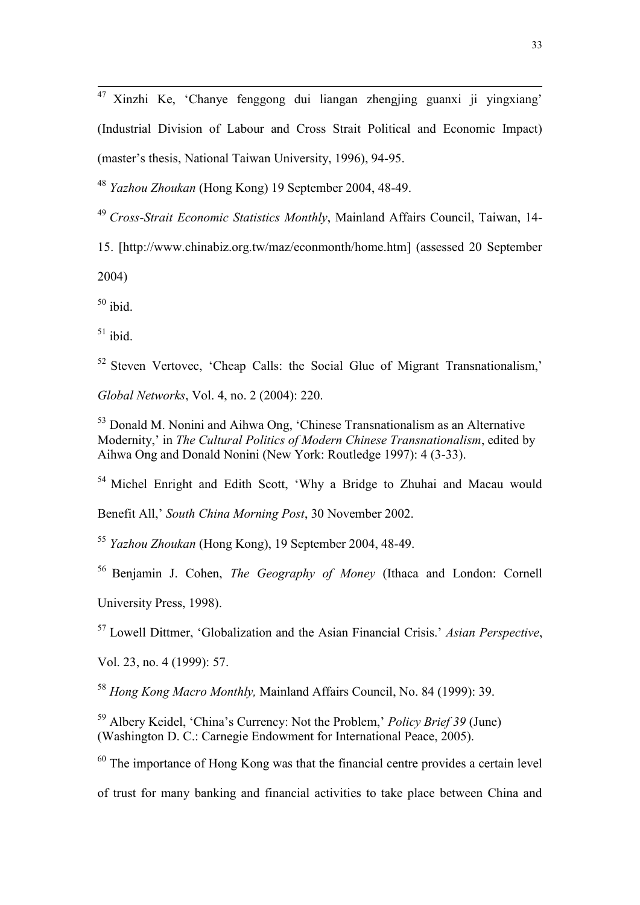[47] Xinzhi Ke, 'Chanye fenggong dui liangan zhengjing guanxi ji yingxiang' (Industrial Division of Labour and Cross Strait Political and Economic Impact) (master's thesis, National Taiwan University, 1996), 94-95.

[48] *Yazhou Zhoukan* (Hong Kong) 19 September 2004, 48-49.

[49] *Cross-Strait Economic Statistics Monthly*, Mainland Affairs Council, Taiwan, 14-15. [http://www.chinabiz.org.tw/maz/econmonth/home.htm] (assessed 20 September 2004)

[50] ibid.

[51] ibid.

[52] Steven Vertovec, 'Cheap Calls: the Social Glue of Migrant Transnationalism,' *Global Networks*, Vol. 4, no. 2 (2004): 220.

[53] Donald M. Nonini and Aihwa Ong, 'Chinese Transnationalism as an Alternative Modernity,' in *The Cultural Politics of Modern Chinese Transnationalism*, edited by Aihwa Ong and Donald Nonini (New York: Routledge 1997): 4 (3-33).

[54] Michel Enright and Edith Scott, 'Why a Bridge to Zhuhai and Macau would Benefit All,' *South China Morning Post*, 30 November 2002.

[55] *Yazhou Zhoukan* (Hong Kong), 19 September 2004, 48-49.

[56] Benjamin J. Cohen, *The Geography of Money* (Ithaca and London: Cornell University Press, 1998).

[57] Lowell Dittmer, 'Globalization and the Asian Financial Crisis.' *Asian Perspective*, Vol. 23, no. 4 (1999): 57.

[58] *Hong Kong Macro Monthly,* Mainland Affairs Council, No. 84 (1999): 39.

[59] Albery Keidel, 'China's Currency: Not the Problem,' *Policy Brief 39* (June) (Washington D. C.: Carnegie Endowment for International Peace, 2005).

[60] The importance of Hong Kong was that the financial centre provides a certain level of trust for many banking and financial activities to take place between China and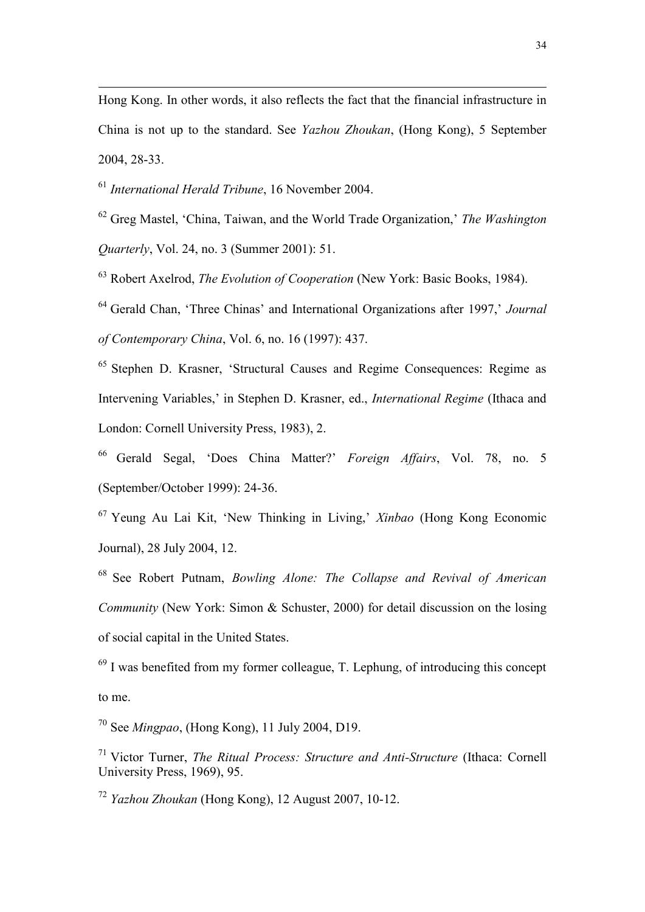Hong Kong. In other words, it also reflects the fact that the financial infrastructure in China is not up to the standard. See *Yazhou Zhoukan*, (Hong Kong), 5 September 2004, 28-33.

[61] *International Herald Tribune*, 16 November 2004.

[62] Greg Mastel, 'China, Taiwan, and the World Trade Organization,' *The Washington Quarterly*, Vol. 24, no. 3 (Summer 2001): 51.

[63] Robert Axelrod, *The Evolution of Cooperation* (New York: Basic Books, 1984).

[64] Gerald Chan, 'Three Chinas' and International Organizations after 1997,' *Journal of Contemporary China*, Vol. 6, no. 16 (1997): 437.

[65] Stephen D. Krasner, 'Structural Causes and Regime Consequences: Regime as Intervening Variables,' in Stephen D. Krasner, ed., *International Regime* (Ithaca and London: Cornell University Press, 1983), 2.

[66] Gerald Segal, 'Does China Matter?' *Foreign Affairs*, Vol. 78, no. 5 (September/October 1999): 24-36.

[67] Yeung Au Lai Kit, 'New Thinking in Living,' *Xinbao* (Hong Kong Economic Journal), 28 July 2004, 12.

[68] See Robert Putnam, *Bowling Alone: The Collapse and Revival of American Community* (New York: Simon & Schuster, 2000) for detail discussion on the losing of social capital in the United States.

[69] I was benefited from my former colleague, T. Lephung, of introducing this concept to me.

[70] See *Mingpao*, (Hong Kong), 11 July 2004, D19.

[71] Victor Turner, *The Ritual Process: Structure and Anti-Structure* (Ithaca: Cornell University Press, 1969), 95.

[72] *Yazhou Zhoukan* (Hong Kong), 12 August 2007, 10-12.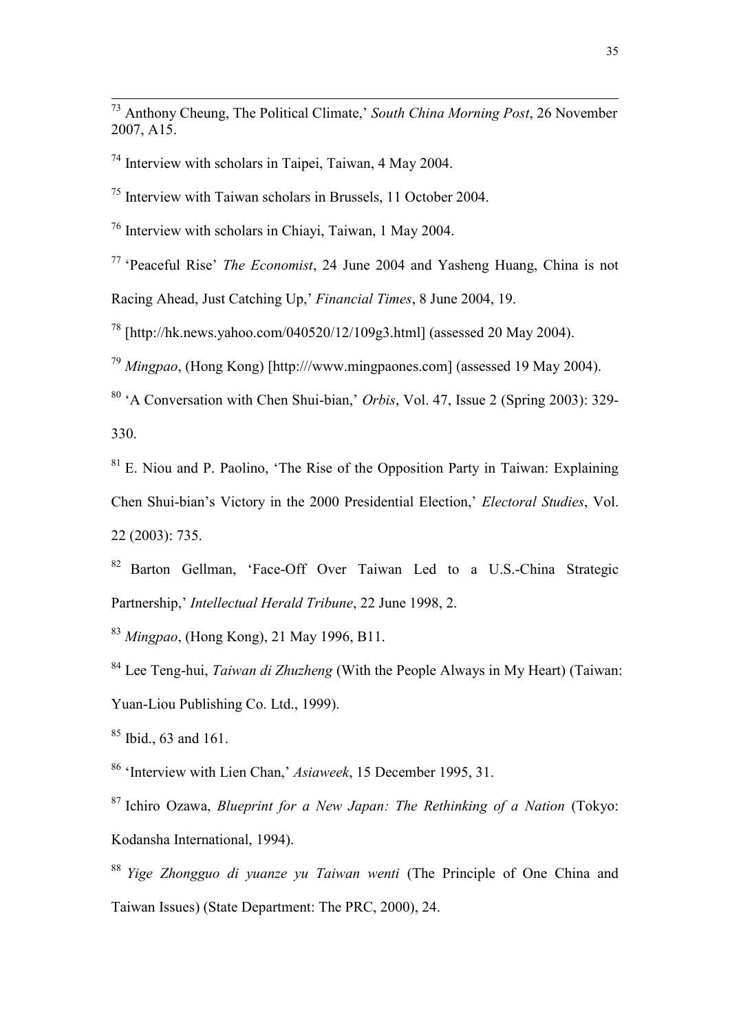[73] Anthony Cheung, The Political Climate,' *South China Morning Post*, 26 November 2007, A15.

[74] Interview with scholars in Taipei, Taiwan, 4 May 2004.

[75] Interview with Taiwan scholars in Brussels, 11 October 2004.

[76] Interview with scholars in Chiayi, Taiwan, 1 May 2004.

[77] 'Peaceful Rise' *The Economist*, 24 June 2004 and Yasheng Huang, China is not Racing Ahead, Just Catching Up,' *Financial Times*, 8 June 2004, 19.

[78] [http://hk.news.yahoo.com/040520/12/109g3.html] (assessed 20 May 2004).

[79] *Mingpao*, (Hong Kong) [http:///www.mingpaones.com] (assessed 19 May 2004).

[80] 'A Conversation with Chen Shui-bian,' *Orbis*, Vol. 47, Issue 2 (Spring 2003): 329-330.

[81] E. Niou and P. Paolino, 'The Rise of the Opposition Party in Taiwan: Explaining Chen Shui-bian's Victory in the 2000 Presidential Election,' *Electoral Studies*, Vol. 22 (2003): 735.

[82] Barton Gellman, 'Face-Off Over Taiwan Led to a U.S.-China Strategic Partnership,' *Intellectual Herald Tribune*, 22 June 1998, 2.

[83] *Mingpao*, (Hong Kong), 21 May 1996, B11.

[84] Lee Teng-hui, *Taiwan di Zhuzheng* (With the People Always in My Heart) (Taiwan: Yuan-Liou Publishing Co. Ltd., 1999).

[85] Ibid., 63 and 161.

[86] 'Interview with Lien Chan,' *Asiaweek*, 15 December 1995, 31.

[87] Ichiro Ozawa, *Blueprint for a New Japan: The Rethinking of a Nation* (Tokyo: Kodansha International, 1994).

[88] *Yige Zhongguo di yuanze yu Taiwan wenti* (The Principle of One China and Taiwan Issues) (State Department: The PRC, 2000), 24.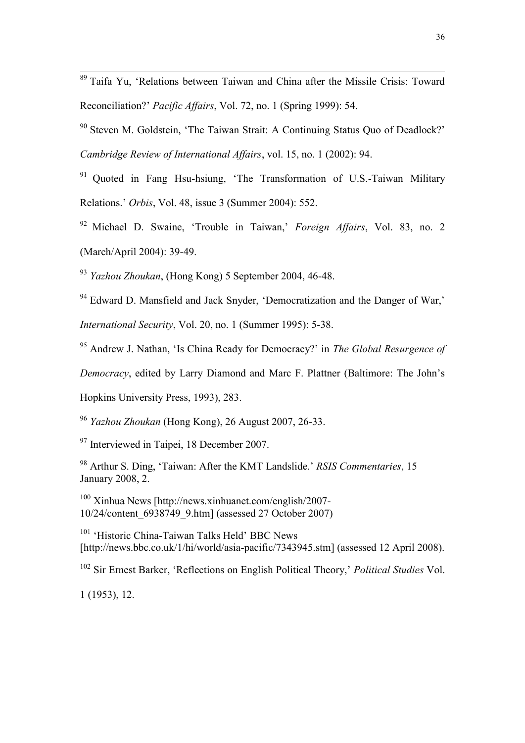[89] Taifa Yu, 'Relations between Taiwan and China after the Missile Crisis: Toward Reconciliation?' *Pacific Affairs*, Vol. 72, no. 1 (Spring 1999): 54.

[90] Steven M. Goldstein, 'The Taiwan Strait: A Continuing Status Quo of Deadlock?' *Cambridge Review of International Affairs*, vol. 15, no. 1 (2002): 94.

[91] Quoted in Fang Hsu-hsiung, 'The Transformation of U.S.-Taiwan Military Relations.' *Orbis*, Vol. 48, issue 3 (Summer 2004): 552.

[92] Michael D. Swaine, 'Trouble in Taiwan,' *Foreign Affairs*, Vol. 83, no. 2 (March/April 2004): 39-49.

[93] *Yazhou Zhoukan*, (Hong Kong) 5 September 2004, 46-48.

[94] Edward D. Mansfield and Jack Snyder, 'Democratization and the Danger of War,' *International Security*, Vol. 20, no. 1 (Summer 1995): 5-38.

[95] Andrew J. Nathan, 'Is China Ready for Democracy?' in *The Global Resurgence of Democracy*, edited by Larry Diamond and Marc F. Plattner (Baltimore: The John's Hopkins University Press, 1993), 283.

[96] *Yazhou Zhoukan* (Hong Kong), 26 August 2007, 26-33.

[97] Interviewed in Taipei, 18 December 2007.

[98] Arthur S. Ding, 'Taiwan: After the KMT Landslide.' *RSIS Commentaries*, 15 January 2008, 2.

[100] Xinhua News [http://news.xinhuanet.com/english/2007-10/24/content_6938749_9.htm] (assessed 27 October 2007)

[101] 'Historic China-Taiwan Talks Held' BBC News [http://news.bbc.co.uk/1/hi/world/asia-pacific/7343945.stm] (assessed 12 April 2008).

[102] Sir Ernest Barker, 'Reflections on English Political Theory,' *Political Studies* Vol. 1 (1953), 12.